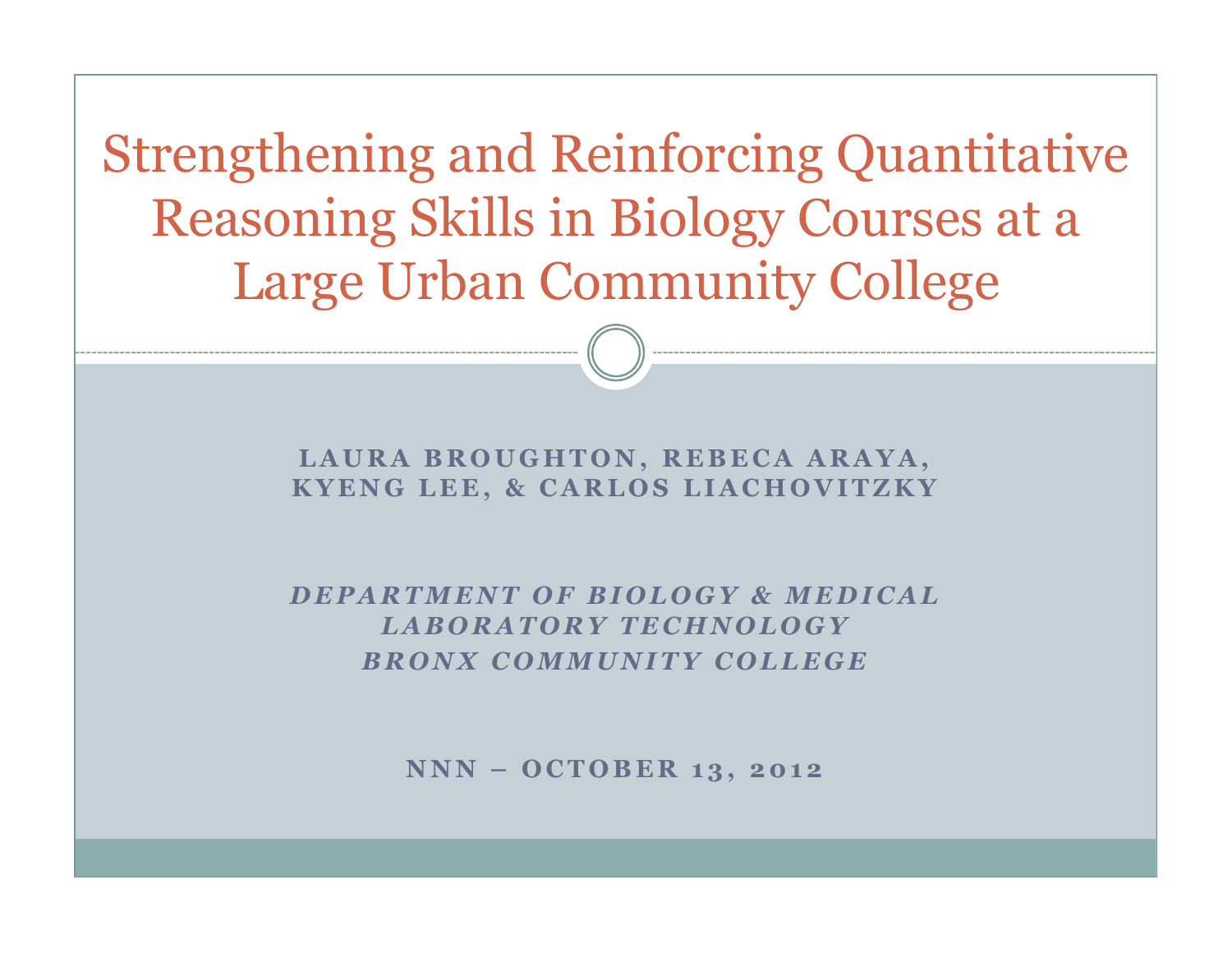# Strengthening and Reinforcing Quantitative Reasoning Skills in Biology Courses at a Large Urban Community College

**LAURA BROUGHTON, REBECA ARAYA, KYENG LEE, & CARLOS LIACHOVITZKY**

***DEPARTMENT OF BIOLOGY & MEDICAL LABORATORY TECHNOLOGY***
***BRONX COMMUNITY COLLEGE***

**NNN – OCTOBER 13, 2012**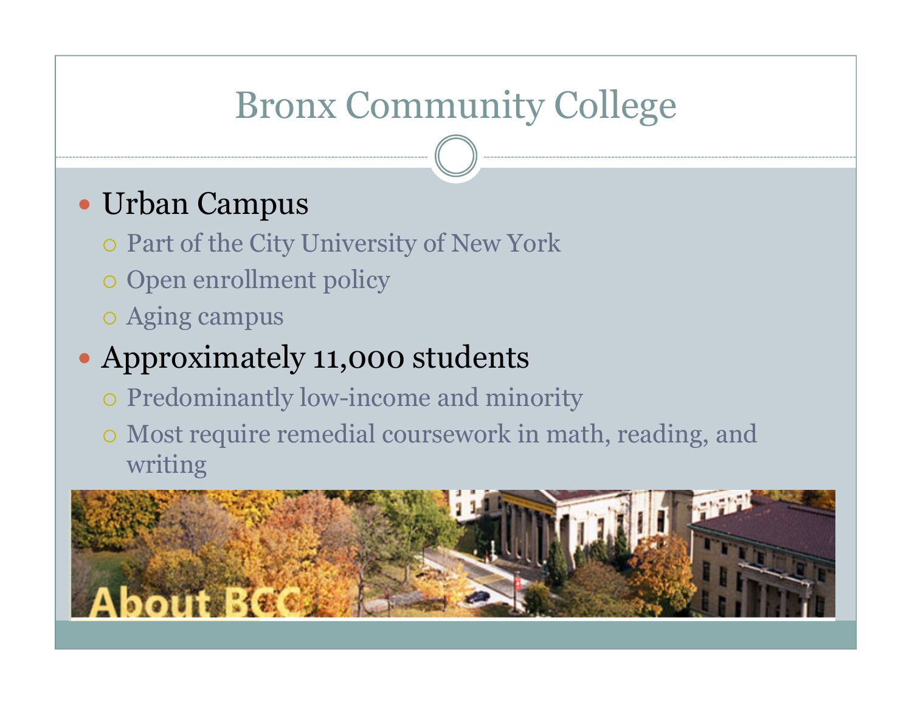# Bronx Community College

- Urban Campus
  - Part of the City University of New York
  - Open enrollment policy
  - Aging campus
- Approximately 11,000 students
  - Predominantly low-income and minority
  - Most require remedial coursework in math, reading, and writing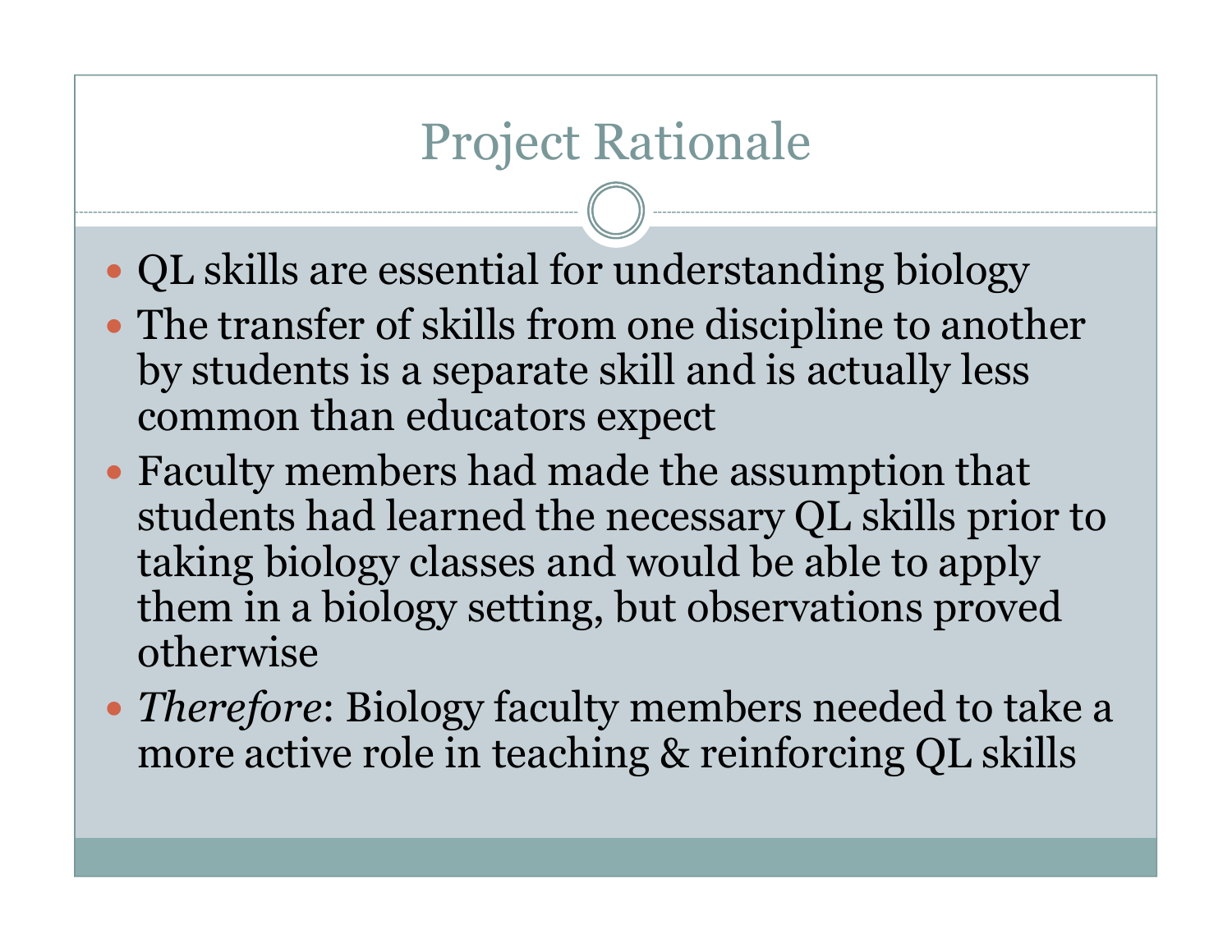# Project Rationale

- QL skills are essential for understanding biology
- The transfer of skills from one discipline to another by students is a separate skill and is actually less common than educators expect
- Faculty members had made the assumption that students had learned the necessary QL skills prior to taking biology classes and would be able to apply them in a biology setting, but observations proved otherwise
- *Therefore*: Biology faculty members needed to take a more active role in teaching & reinforcing QL skills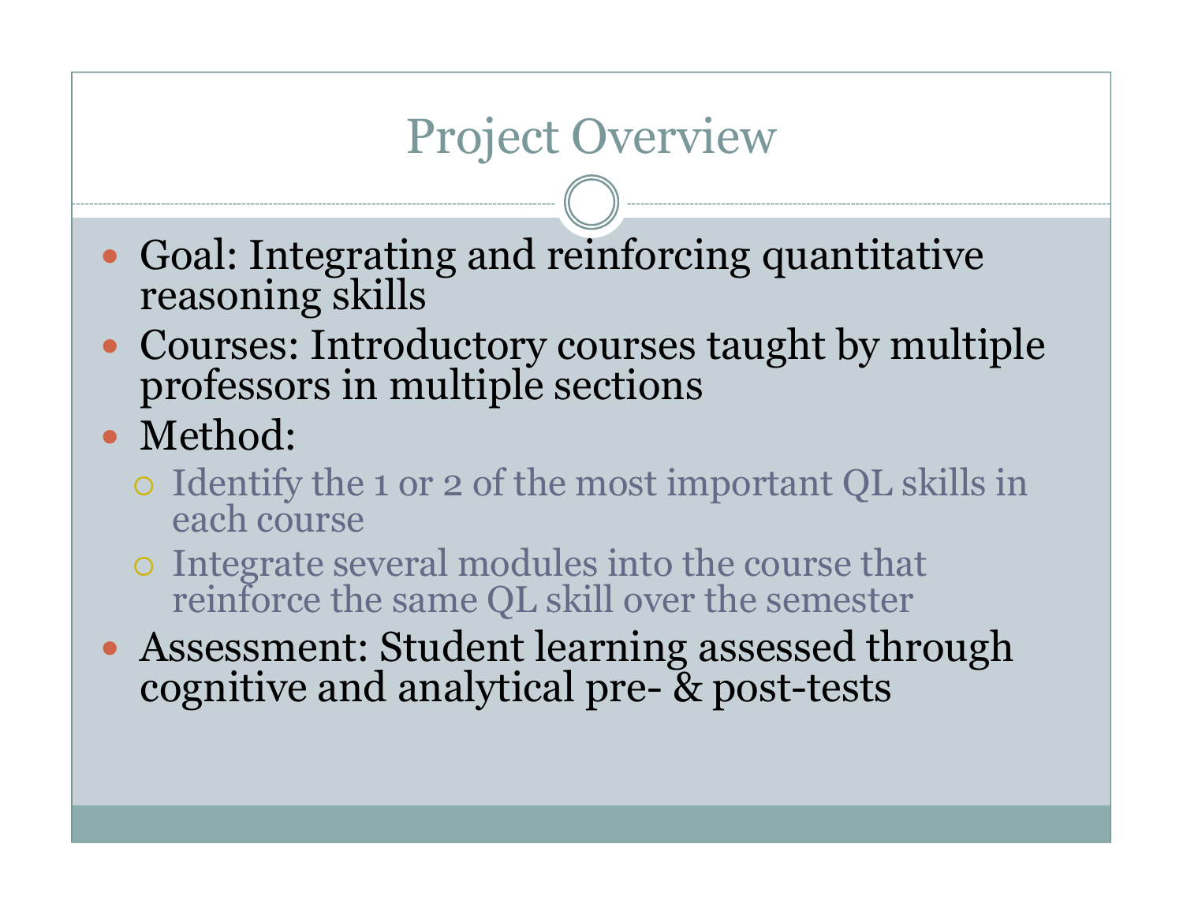# Project Overview

- Goal: Integrating and reinforcing quantitative reasoning skills
- Courses: Introductory courses taught by multiple professors in multiple sections
- Method:
  - Identify the 1 or 2 of the most important QL skills in each course
  - Integrate several modules into the course that reinforce the same QL skill over the semester
- Assessment: Student learning assessed through cognitive and analytical pre- & post-tests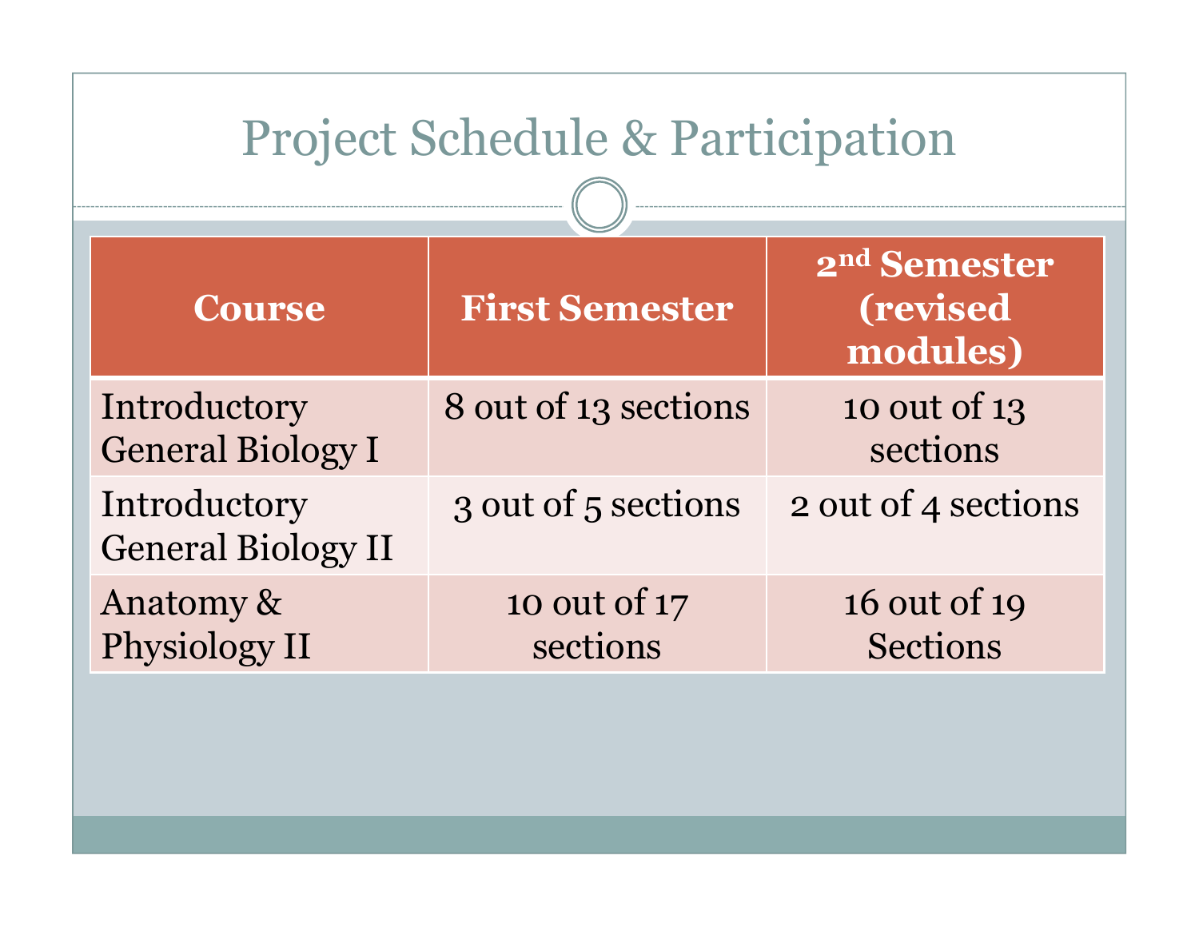# Project Schedule & Participation

| Course | First Semester | 2nd Semester (revised modules) |
| --- | --- | --- |
| Introductory General Biology I | 8 out of 13 sections | 10 out of 13 sections |
| Introductory General Biology II | 3 out of 5 sections | 2 out of 4 sections |
| Anatomy & Physiology II | 10 out of 17 sections | 16 out of 19 Sections |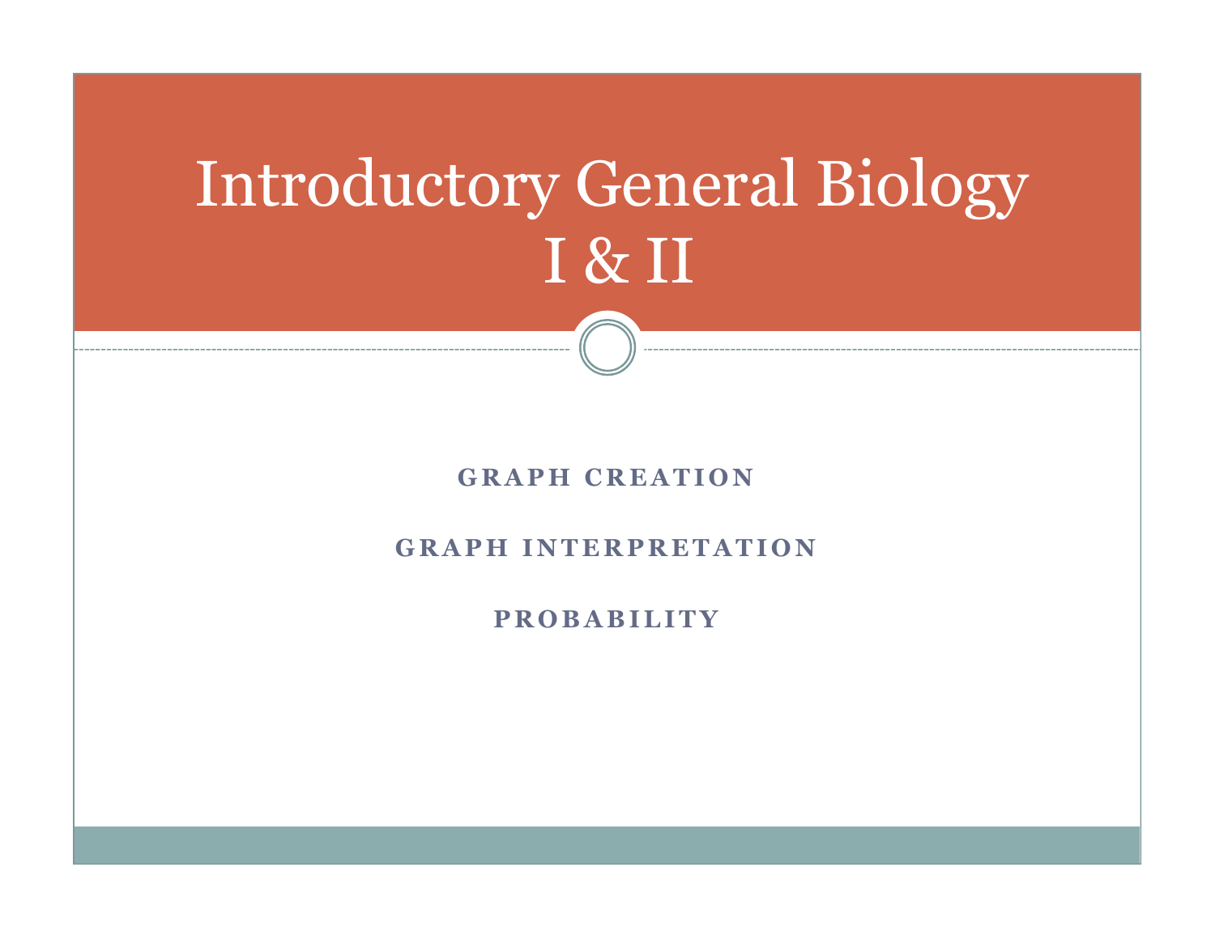# Introductory General Biology I & II

**GRAPH CREATION**

**GRAPH INTERPRETATION**

**PROBABILITY**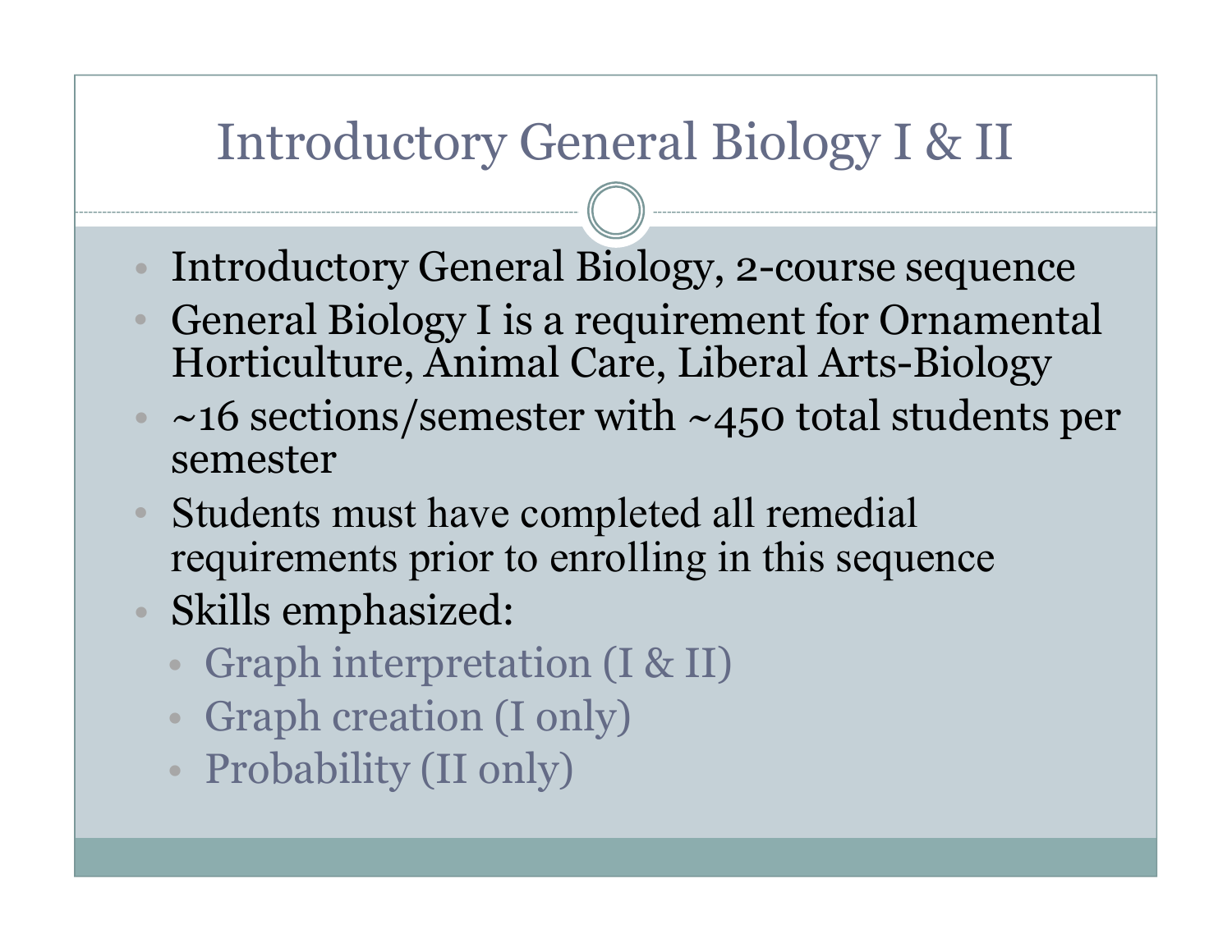# Introductory General Biology I & II

- Introductory General Biology, 2-course sequence
- General Biology I is a requirement for Ornamental Horticulture, Animal Care, Liberal Arts-Biology
- ~16 sections/semester with ~450 total students per semester
- Students must have completed all remedial requirements prior to enrolling in this sequence
- Skills emphasized:
  - Graph interpretation (I & II)
  - Graph creation (I only)
  - Probability (II only)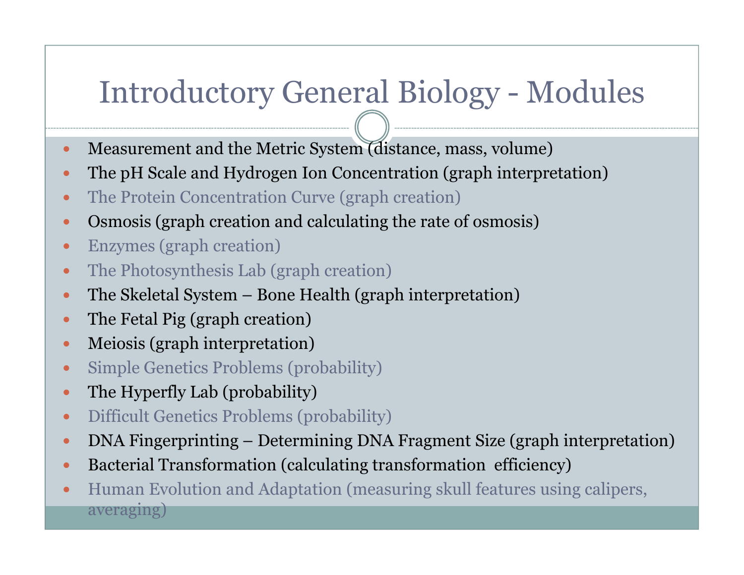# Introductory General Biology - Modules

- Measurement and the Metric System (distance, mass, volume)
- The pH Scale and Hydrogen Ion Concentration (graph interpretation)
- The Protein Concentration Curve (graph creation)
- Osmosis (graph creation and calculating the rate of osmosis)
- Enzymes (graph creation)
- The Photosynthesis Lab (graph creation)
- The Skeletal System – Bone Health (graph interpretation)
- The Fetal Pig (graph creation)
- Meiosis (graph interpretation)
- Simple Genetics Problems (probability)
- The Hyperfly Lab (probability)
- Difficult Genetics Problems (probability)
- DNA Fingerprinting – Determining DNA Fragment Size (graph interpretation)
- Bacterial Transformation (calculating transformation efficiency)
- Human Evolution and Adaptation (measuring skull features using calipers, averaging)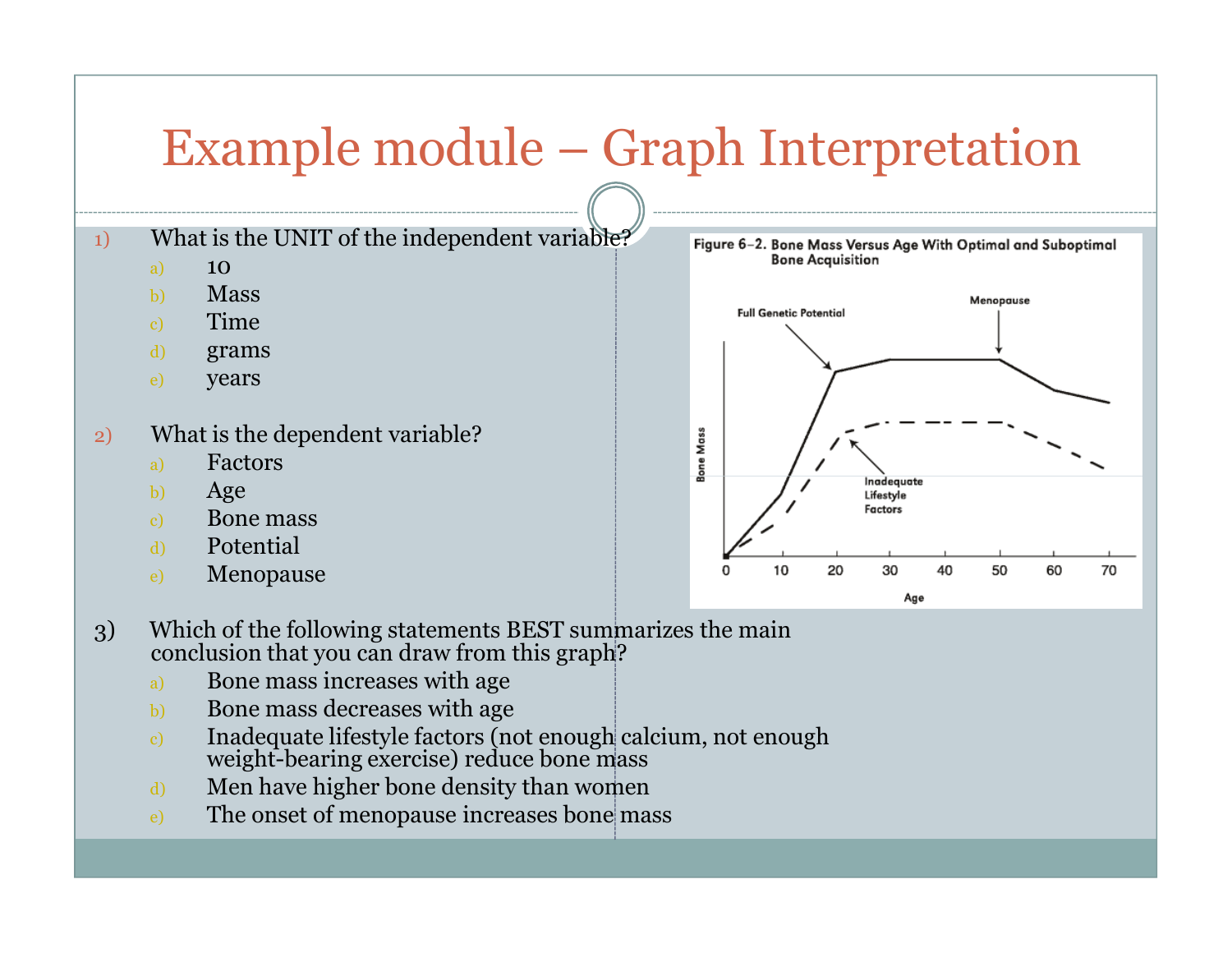# Example module – Graph Interpretation

1) What is the UNIT of the independent variable?
   a) 10
   b) Mass
   c) Time
   d) grams
   e) years

2) What is the dependent variable?
   a) Factors
   b) Age
   c) Bone mass
   d) Potential
   e) Menopause

3) Which of the following statements BEST summarizes the main conclusion that you can draw from this graph?
   a) Bone mass increases with age
   b) Bone mass decreases with age
   c) Inadequate lifestyle factors (not enough calcium, not enough weight-bearing exercise) reduce bone mass
   d) Men have higher bone density than women
   e) The onset of menopause increases bone mass

Figure 6–2. Bone Mass Versus Age With Optimal and Suboptimal Bone Acquisition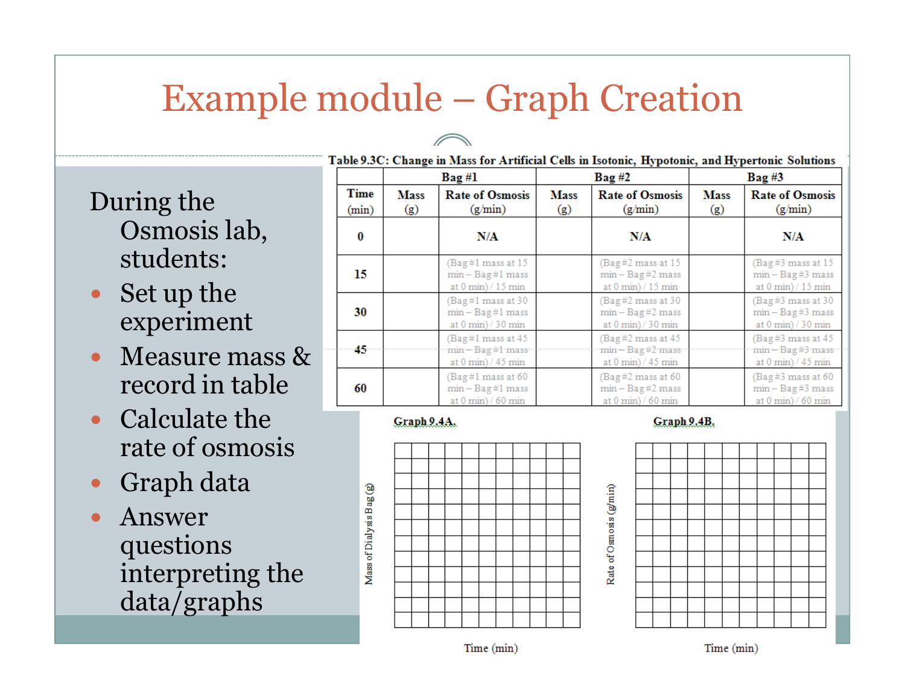# Example module – Graph Creation

During the Osmosis lab, students:

- Set up the experiment
- Measure mass & record in table
- Calculate the rate of osmosis
- Graph data
- Answer questions interpreting the data/graphs

**Table 9.3C: Change in Mass for Artificial Cells in Isotonic, Hypotonic, and Hypertonic Solutions**

| | Bag #1 | | Bag #2 | | Bag #3 | |
|---|---|---|---|---|---|---|
| Time (min) | Mass (g) | Rate of Osmosis (g/min) | Mass (g) | Rate of Osmosis (g/min) | Mass (g) | Rate of Osmosis (g/min) |
| 0 | | N/A | | N/A | | N/A |
| 15 | | (Bag #1 mass at 15 min – Bag #1 mass at 0 min) / 15 min | | (Bag #2 mass at 15 min – Bag #2 mass at 0 min) / 15 min | | (Bag #3 mass at 15 min – Bag #3 mass at 0 min) / 15 min |
| 30 | | (Bag #1 mass at 30 min – Bag #1 mass at 0 min) / 30 min | | (Bag #2 mass at 30 min – Bag #2 mass at 0 min) / 30 min | | (Bag #3 mass at 30 min – Bag #3 mass at 0 min) / 30 min |
| 45 | | (Bag #1 mass at 45 min – Bag #1 mass at 0 min) / 45 min | | (Bag #2 mass at 45 min – Bag #2 mass at 0 min) / 45 min | | (Bag #3 mass at 45 min – Bag #3 mass at 0 min) / 45 min |
| 60 | | (Bag #1 mass at 60 min – Bag #1 mass at 0 min) / 60 min | | (Bag #2 mass at 60 min – Bag #2 mass at 0 min) / 60 min | | (Bag #3 mass at 60 min – Bag #3 mass at 0 min) / 60 min |

**Graph 9.4A.**

Mass of Dialysis Bag (g)

Time (min)

**Graph 9.4B.**

Rate of Osmosis (g/min)

Time (min)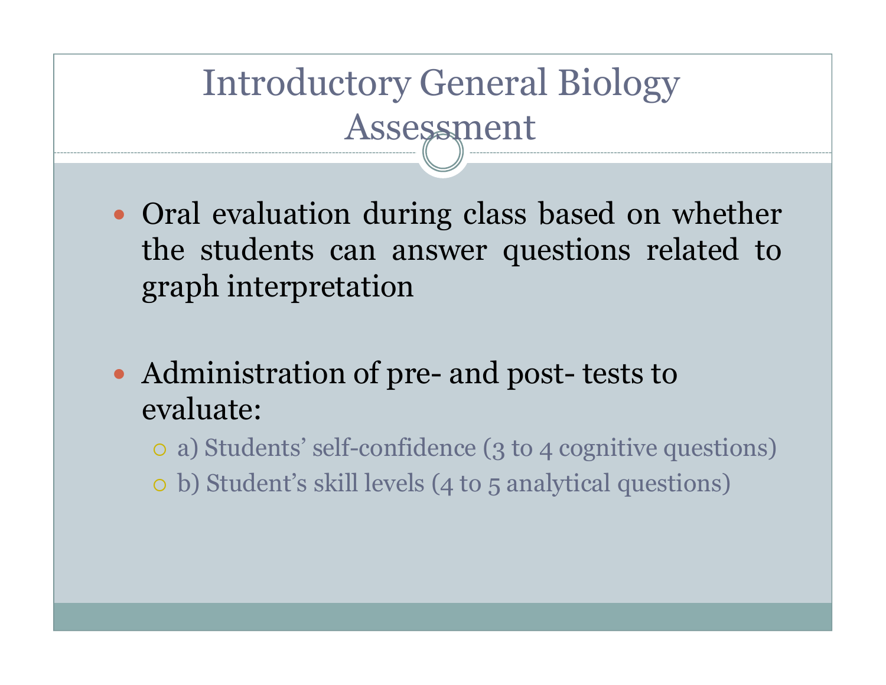# Introductory General Biology Assessment

- Oral evaluation during class based on whether the students can answer questions related to graph interpretation

- Administration of pre- and post- tests to evaluate:
  - a) Students' self-confidence (3 to 4 cognitive questions)
  - b) Student's skill levels (4 to 5 analytical questions)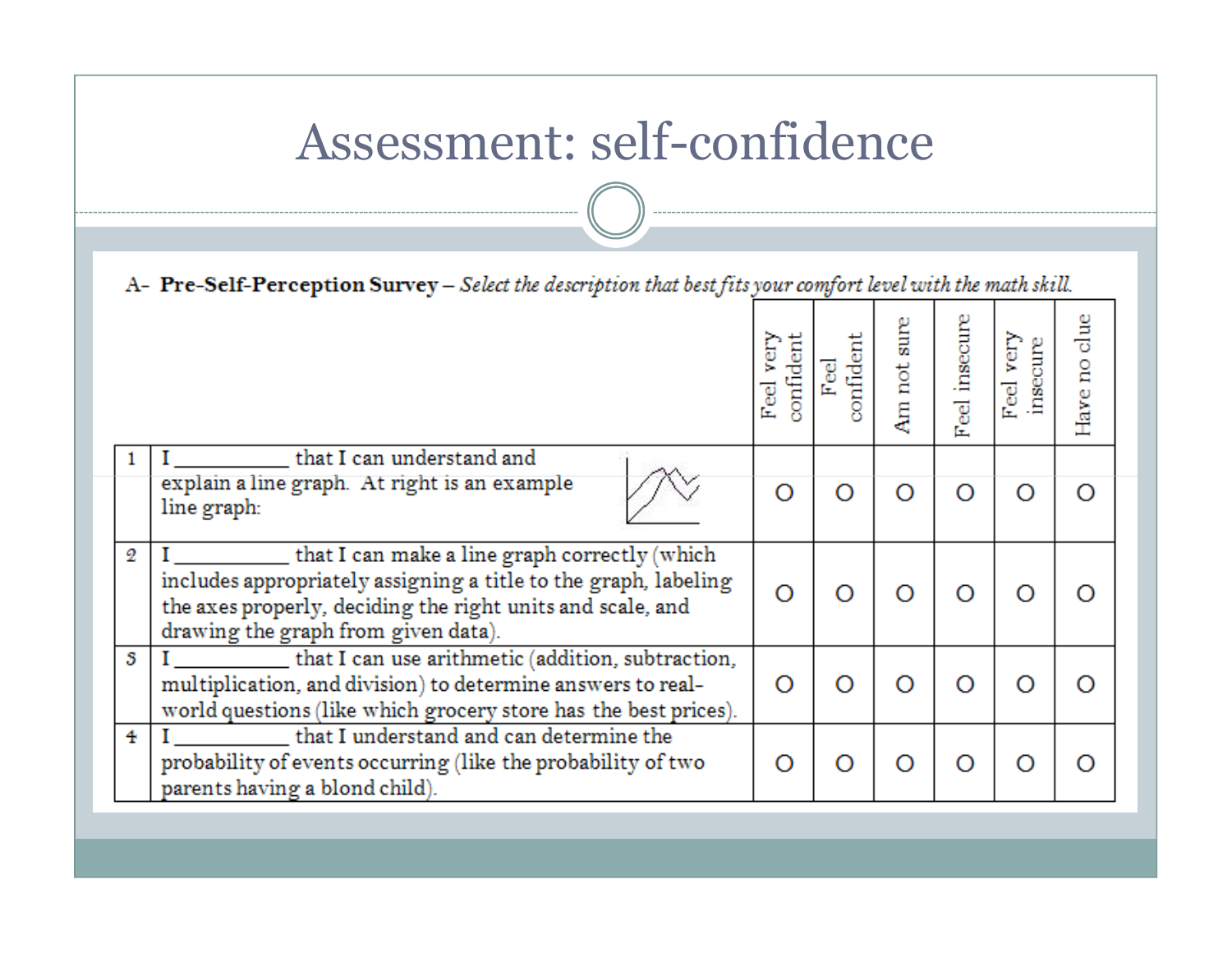# Assessment: self-confidence

**A- Pre-Self-Perception Survey** – *Select the description that best fits your comfort level with the math skill.*

| | | Feel very confident | Feel confident | Am not sure | Feel insecure | Feel very insecure | Have no clue |
|---|---|---|---|---|---|---|---|
| 1 | I __________ that I can understand and explain a line graph. At right is an example line graph: | O | O | O | O | O | O |
| 2 | I __________ that I can make a line graph correctly (which includes appropriately assigning a title to the graph, labeling the axes properly, deciding the right units and scale, and drawing the graph from given data). | O | O | O | O | O | O |
| 3 | I __________ that I can use arithmetic (addition, subtraction, multiplication, and division) to determine answers to real-world questions (like which grocery store has the best prices). | O | O | O | O | O | O |
| 4 | I __________ that I understand and can determine the probability of events occurring (like the probability of two parents having a blond child). | O | O | O | O | O | O |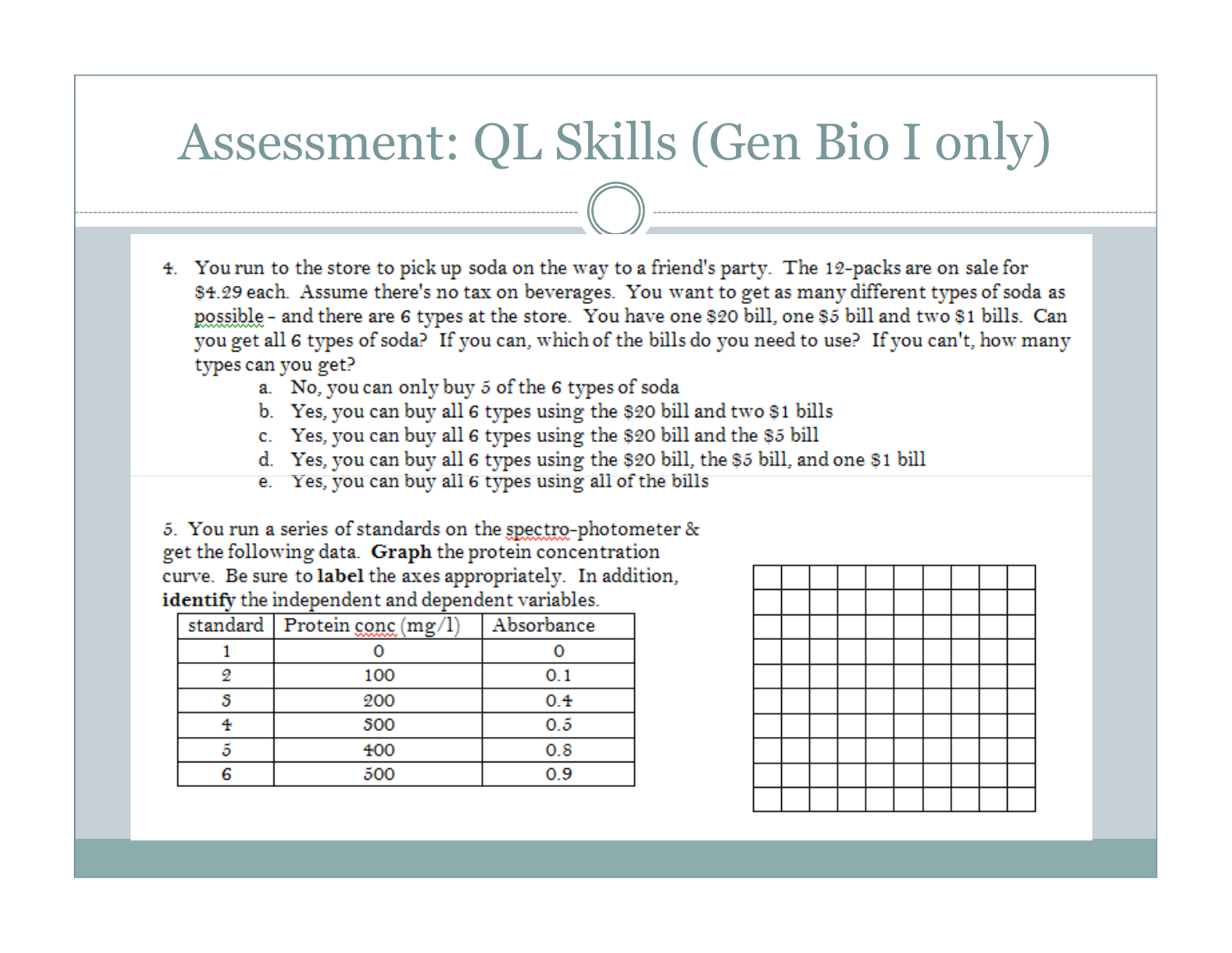# Assessment: QL Skills (Gen Bio I only)

4. You run to the store to pick up soda on the way to a friend's party. The 12-packs are on sale for $4.29 each. Assume there's no tax on beverages. You want to get as many different types of soda as possible - and there are 6 types at the store. You have one $20 bill, one $5 bill and two $1 bills. Can you get all 6 types of soda? If you can, which of the bills do you need to use? If you can't, how many types can you get?
   a. No, you can only buy 5 of the 6 types of soda
   b. Yes, you can buy all 6 types using the $20 bill and two $1 bills
   c. Yes, you can buy all 6 types using the $20 bill and the $5 bill
   d. Yes, you can buy all 6 types using the $20 bill, the $5 bill, and one $1 bill
   e. Yes, you can buy all 6 types using all of the bills

5. You run a series of standards on the spectro-photometer & get the following data. **Graph** the protein concentration curve. Be sure to **label** the axes appropriately. In addition, **identify** the independent and dependent variables.

| standard | Protein conc (mg/l) | Absorbance |
|---|---|---|
| 1 | 0 | 0 |
| 2 | 100 | 0.1 |
| 3 | 200 | 0.4 |
| 4 | 300 | 0.5 |
| 5 | 400 | 0.8 |
| 6 | 500 | 0.9 |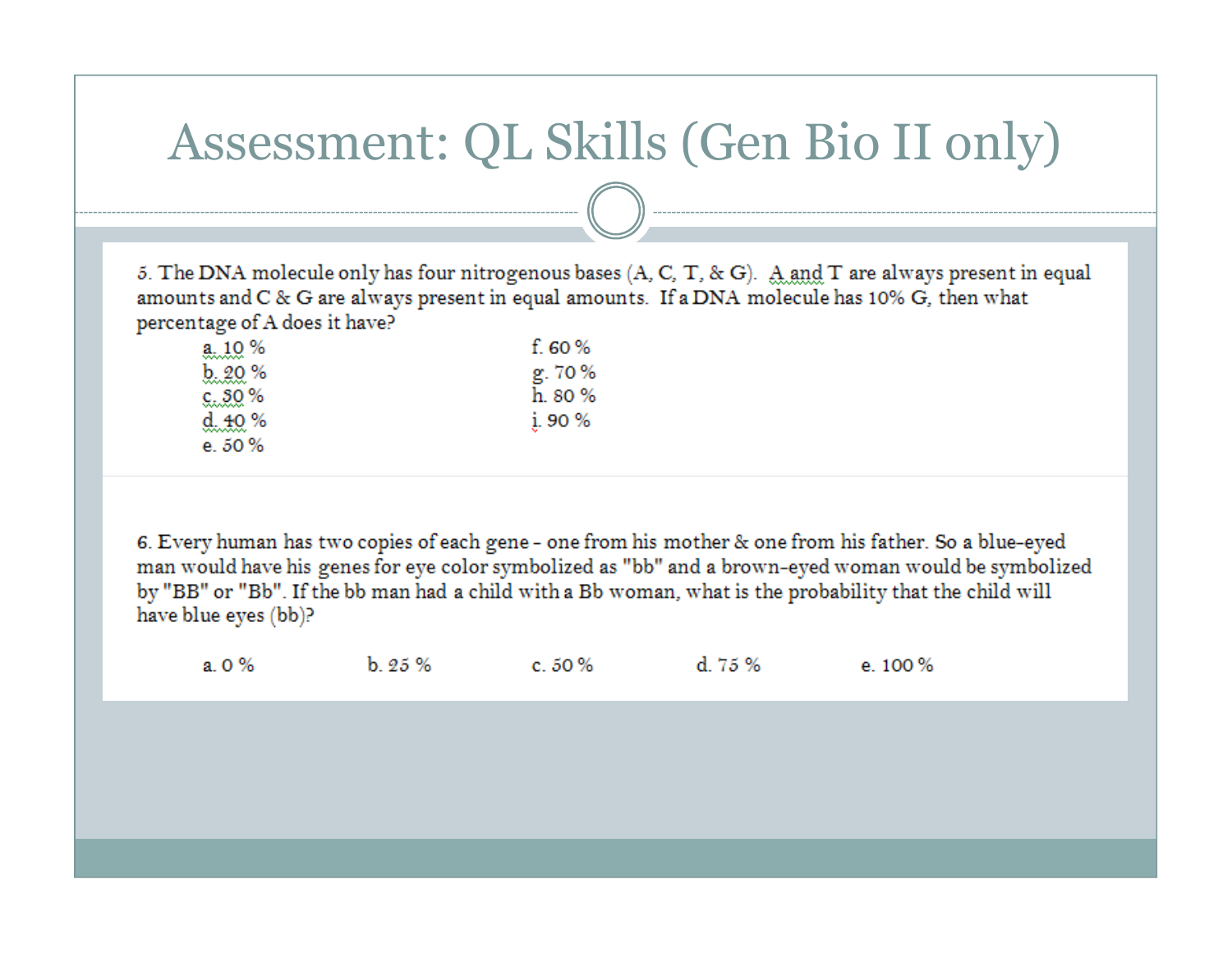# Assessment: QL Skills (Gen Bio II only)

5. The DNA molecule only has four nitrogenous bases (A, C, T, & G). A and T are always present in equal amounts and C & G are always present in equal amounts. If a DNA molecule has 10% G, then what percentage of A does it have?

- a. 10 %
- b. 20 %
- c. 30 %
- d. 40 %
- e. 50 %
- f. 60 %
- g. 70 %
- h. 80 %
- i. 90 %

6. Every human has two copies of each gene - one from his mother & one from his father. So a blue-eyed man would have his genes for eye color symbolized as "bb" and a brown-eyed woman would be symbolized by "BB" or "Bb". If the bb man had a child with a Bb woman, what is the probability that the child will have blue eyes (bb)?

a. 0 %  b. 25 %  c. 50 %  d. 75 %  e. 100 %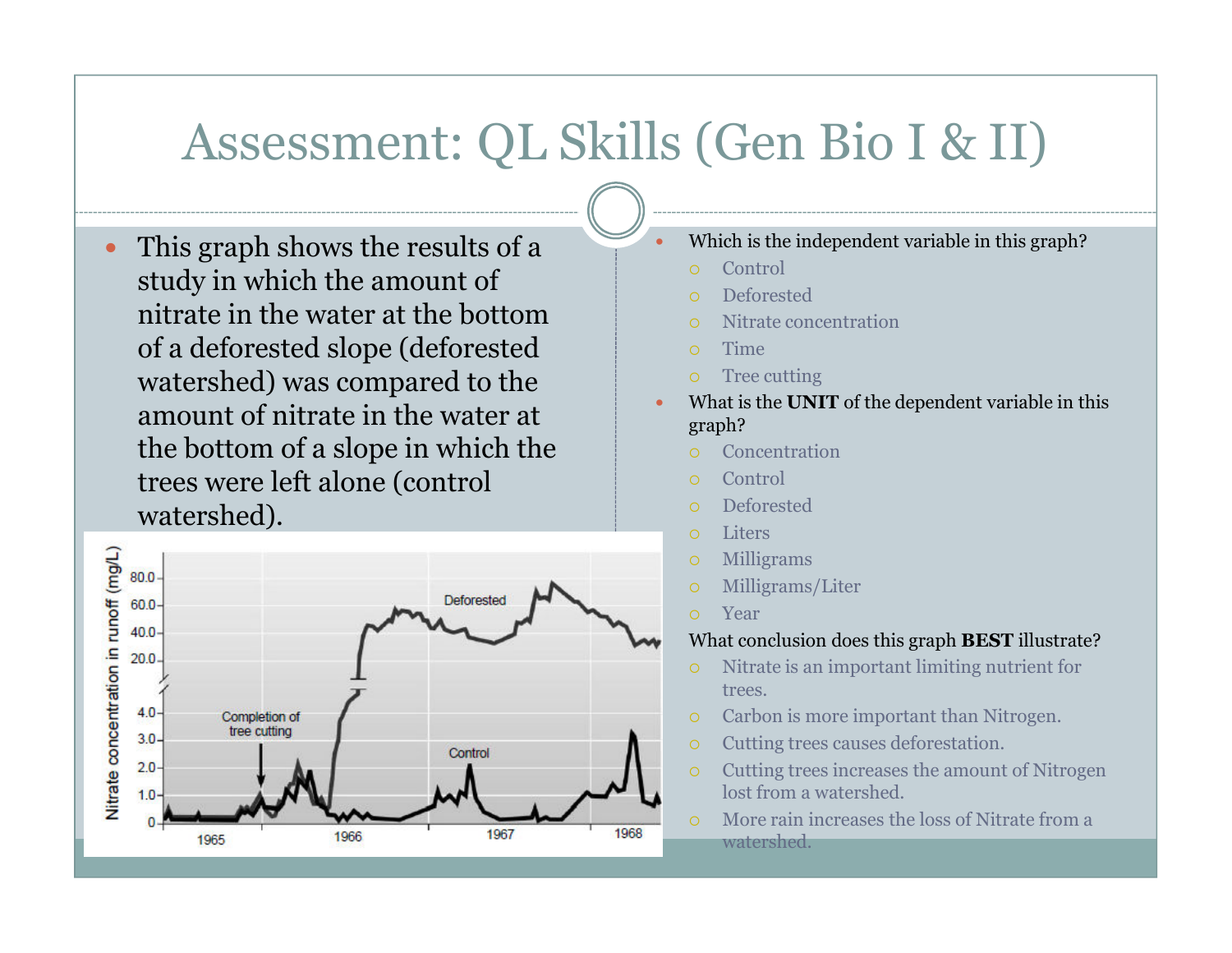# Assessment: QL Skills (Gen Bio I & II)

- This graph shows the results of a study in which the amount of nitrate in the water at the bottom of a deforested slope (deforested watershed) was compared to the amount of nitrate in the water at the bottom of a slope in which the trees were left alone (control watershed).

- Which is the independent variable in this graph?
  - Control
  - Deforested
  - Nitrate concentration
  - Time
  - Tree cutting
- What is the **UNIT** of the dependent variable in this graph?
  - Concentration
  - Control
  - Deforested
  - Liters
  - Milligrams
  - Milligrams/Liter
  - Year

What conclusion does this graph **BEST** illustrate?
- Nitrate is an important limiting nutrient for trees.
- Carbon is more important than Nitrogen.
- Cutting trees causes deforestation.
- Cutting trees increases the amount of Nitrogen lost from a watershed.
- More rain increases the loss of Nitrate from a watershed.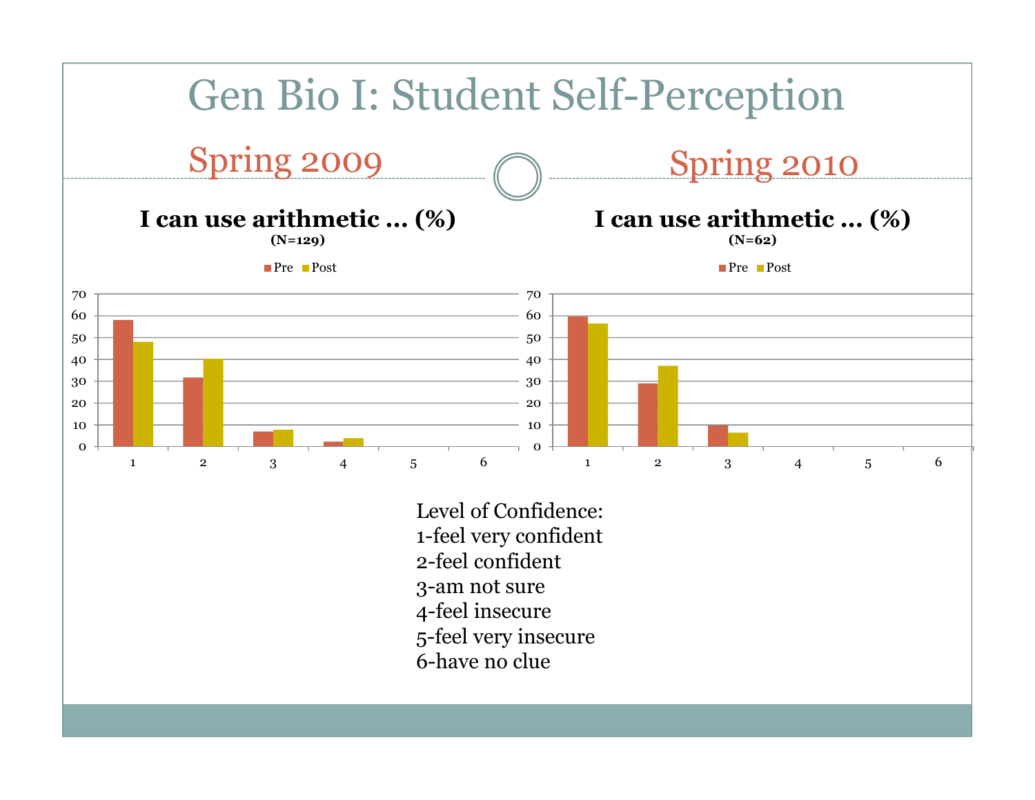# Gen Bio I: Student Self-Perception

## Spring 2009

**I can use arithmetic … (%)**
**(N=129)**

| Level | Pre | Post |
|---|---|---|
| 1 | 58 | 48 |
| 2 | 32 | 40 |
| 3 | 7 | 8 |
| 4 | 2 | 4 |
| 5 | 0 | 0 |
| 6 | 0 | 0 |

## Spring 2010

**I can use arithmetic … (%)**
**(N=62)**

| Level | Pre | Post |
|---|---|---|
| 1 | 60 | 56 |
| 2 | 29 | 37 |
| 3 | 10 | 6 |
| 4 | 0 | 0 |
| 5 | 0 | 0 |
| 6 | 0 | 0 |

Level of Confidence:
1-feel very confident
2-feel confident
3-am not sure
4-feel insecure
5-feel very insecure
6-have no clue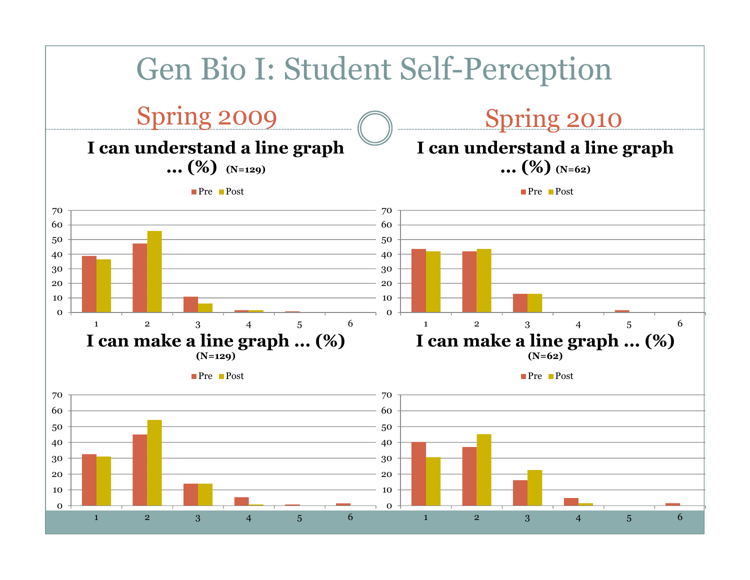# Gen Bio I: Student Self-Perception

## Spring 2009

**I can understand a line graph … (%)** (N=129)

Pre | Post

70
60
50
40
30
20
10
0

1 2 3 4 5 6

**I can make a line graph … (%)** (N=129)

Pre | Post

70
60
50
40
30
20
10
0

1 2 3 4 5 6

## Spring 2010

**I can understand a line graph … (%)** (N=62)

Pre | Post

70
60
50
40
30
20
10
0

1 2 3 4 5 6

**I can make a line graph … (%)** (N=62)

Pre | Post

70
60
50
40
30
20
10
0

1 2 3 4 5 6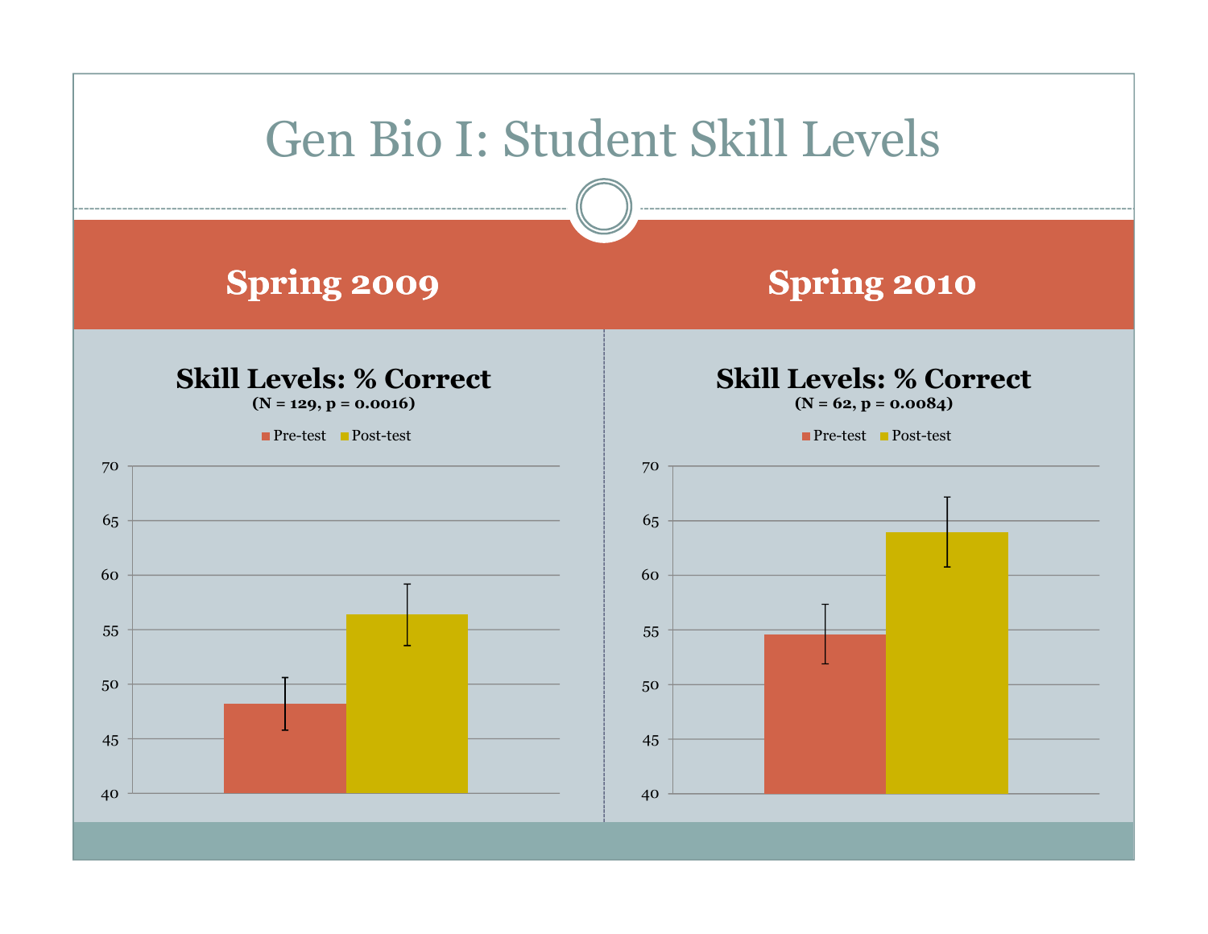# Gen Bio I: Student Skill Levels

## Spring 2009

**Skill Levels: % Correct**
**(N = 129, p = 0.0016)**

■ Pre-test ■ Post-test

## Spring 2010

**Skill Levels: % Correct**
**(N = 62, p = 0.0084)**

■ Pre-test ■ Post-test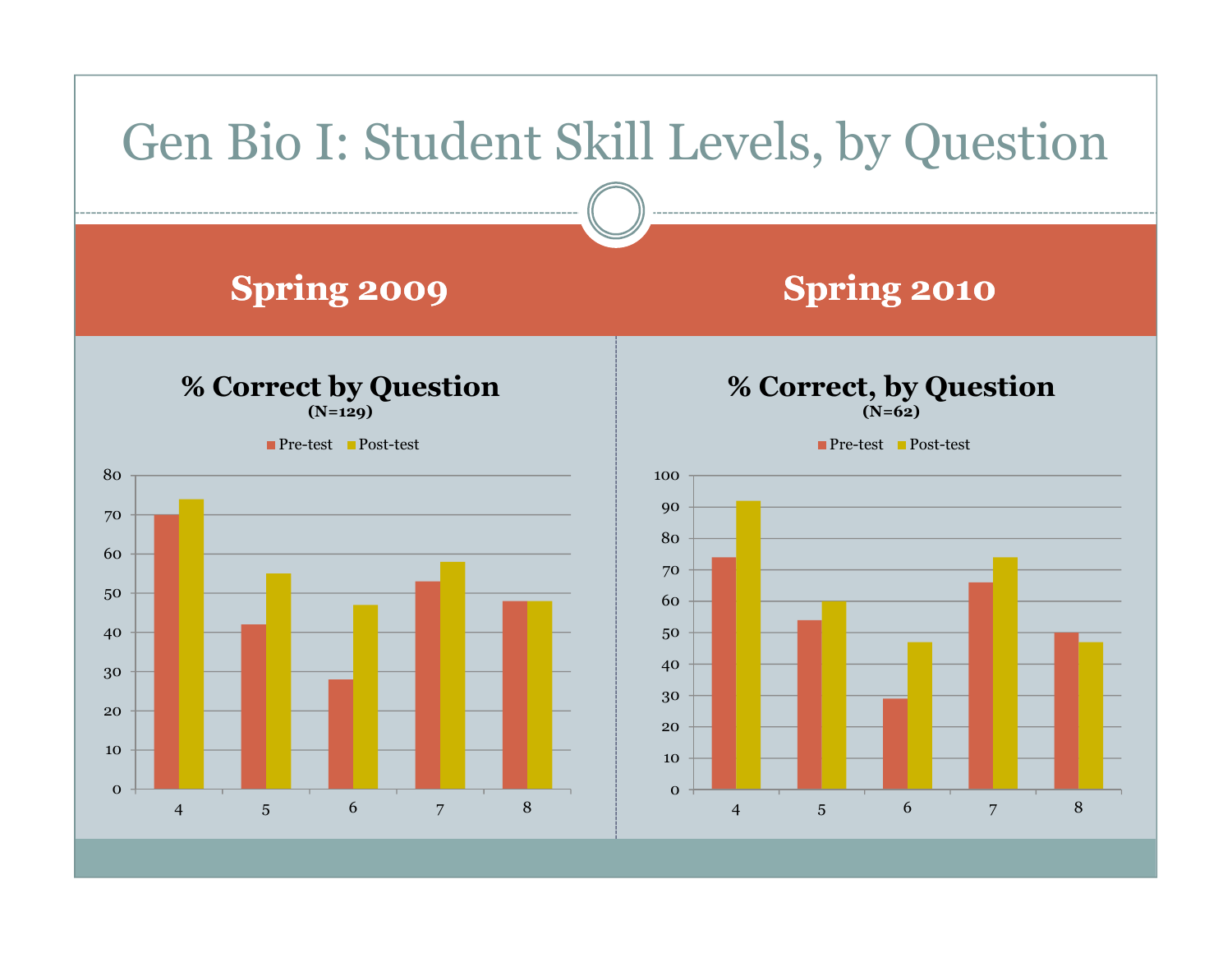# Gen Bio I: Student Skill Levels, by Question

## Spring 2009

**% Correct by Question**
**(N=129)**

| Question | Pre-test | Post-test |
|---|---|---|
| 4 | 70 | 74 |
| 5 | 42 | 55 |
| 6 | 28 | 47 |
| 7 | 53 | 58 |
| 8 | 48 | 48 |

## Spring 2010

**% Correct, by Question**
**(N=62)**

| Question | Pre-test | Post-test |
|---|---|---|
| 4 | 74 | 92 |
| 5 | 54 | 60 |
| 6 | 29 | 47 |
| 7 | 66 | 74 |
| 8 | 50 | 47 |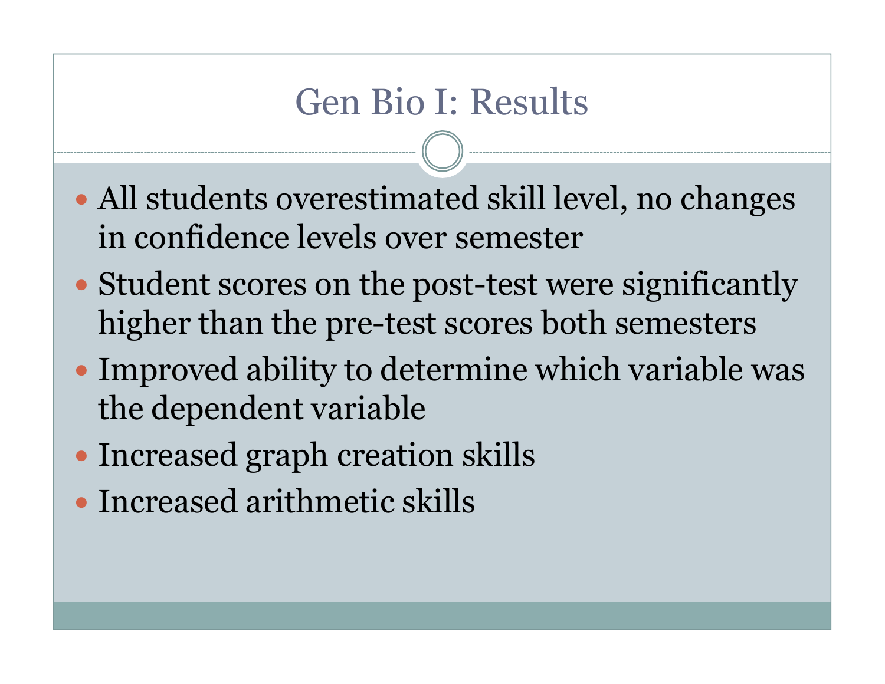# Gen Bio I: Results

- All students overestimated skill level, no changes in confidence levels over semester
- Student scores on the post-test were significantly higher than the pre-test scores both semesters
- Improved ability to determine which variable was the dependent variable
- Increased graph creation skills
- Increased arithmetic skills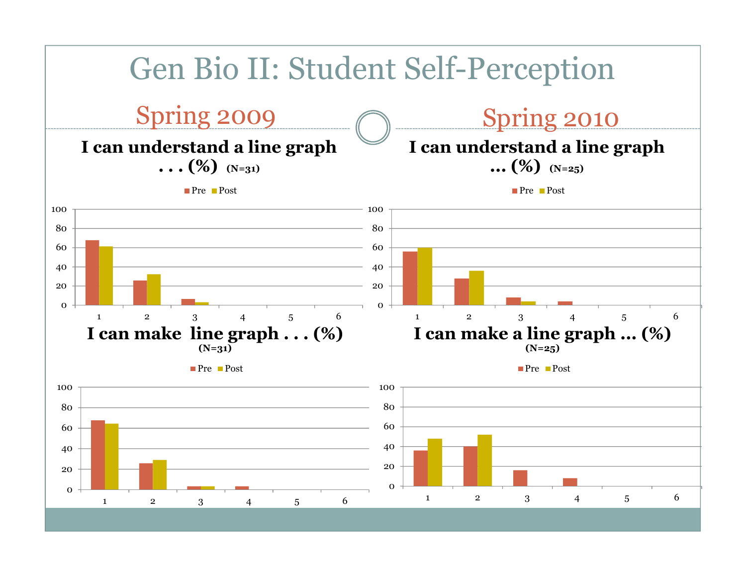# Gen Bio II: Student Self-Perception

## Spring 2009

### I can understand a line graph . . . (%) (N=31)

Pre / Post

| | 1 | 2 | 3 | 4 | 5 | 6 |
|---|---|---|---|---|---|---|
| Pre | 68 | 26 | 6 | 0 | 0 | 0 |
| Post | 61 | 32 | 3 | 0 | 0 | 0 |

### I can make line graph . . . (%) (N=31)

Pre / Post

| | 1 | 2 | 3 | 4 | 5 | 6 |
|---|---|---|---|---|---|---|
| Pre | 68 | 26 | 3 | 3 | 0 | 0 |
| Post | 65 | 29 | 3 | 0 | 0 | 0 |

## Spring 2010

### I can understand a line graph … (%) (N=25)

Pre / Post

| | 1 | 2 | 3 | 4 | 5 | 6 |
|---|---|---|---|---|---|---|
| Pre | 56 | 28 | 8 | 4 | 0 | 0 |
| Post | 60 | 36 | 4 | 0 | 0 | 0 |

### I can make a line graph … (%) (N=25)

Pre / Post

| | 1 | 2 | 3 | 4 | 5 | 6 |
|---|---|---|---|---|---|---|
| Pre | 36 | 40 | 16 | 8 | 0 | 0 |
| Post | 48 | 52 | 0 | 0 | 0 | 0 |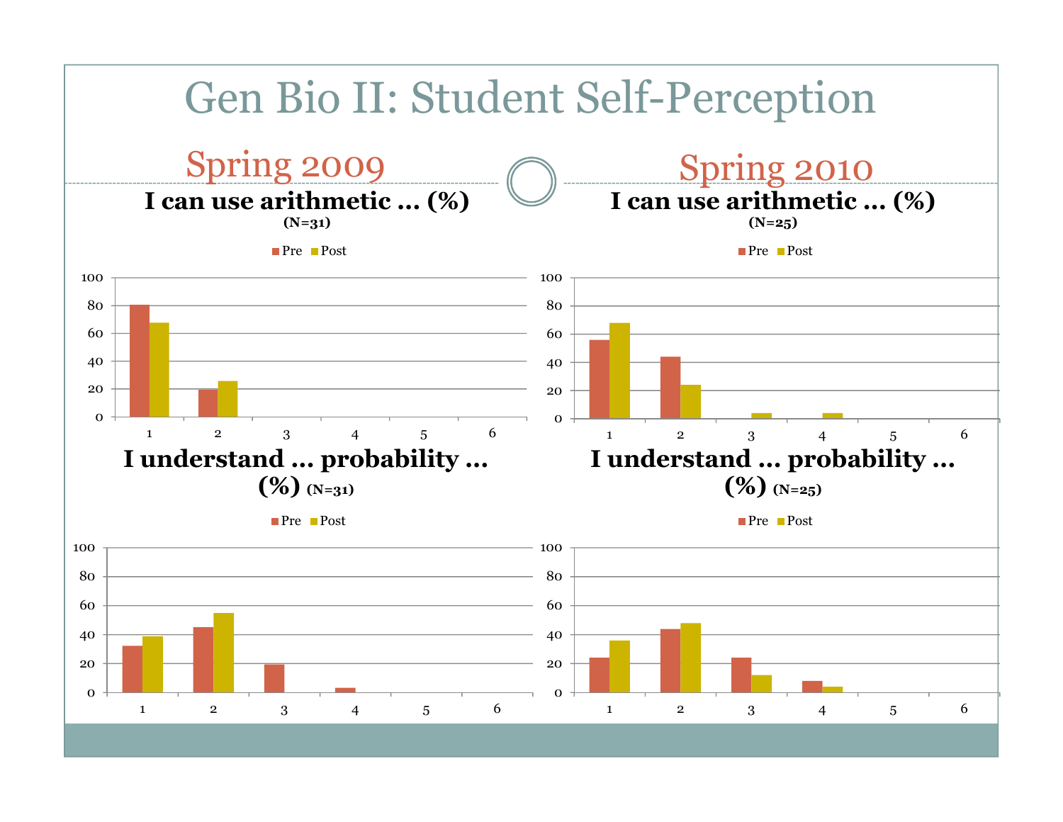# Gen Bio II: Student Self-Perception

## Spring 2009

**I can use arithmetic … (%)**
**(N=31)**

| | 1 | 2 | 3 | 4 | 5 | 6 |
|---|---|---|---|---|---|---|
| Pre | 81 | 19 | 0 | 0 | 0 | 0 |
| Post | 68 | 26 | 0 | 0 | 0 | 0 |

**I understand … probability … (%)** **(N=31)**

| | 1 | 2 | 3 | 4 | 5 | 6 |
|---|---|---|---|---|---|---|
| Pre | 32 | 45 | 19 | 3 | 0 | 0 |
| Post | 39 | 55 | 0 | 0 | 0 | 0 |

## Spring 2010

**I can use arithmetic … (%)**
**(N=25)**

| | 1 | 2 | 3 | 4 | 5 | 6 |
|---|---|---|---|---|---|---|
| Pre | 56 | 44 | 0 | 0 | 0 | 0 |
| Post | 68 | 24 | 4 | 4 | 0 | 0 |

**I understand … probability … (%)** **(N=25)**

| | 1 | 2 | 3 | 4 | 5 | 6 |
|---|---|---|---|---|---|---|
| Pre | 24 | 44 | 24 | 8 | 0 | 0 |
| Post | 36 | 48 | 12 | 4 | 0 | 0 |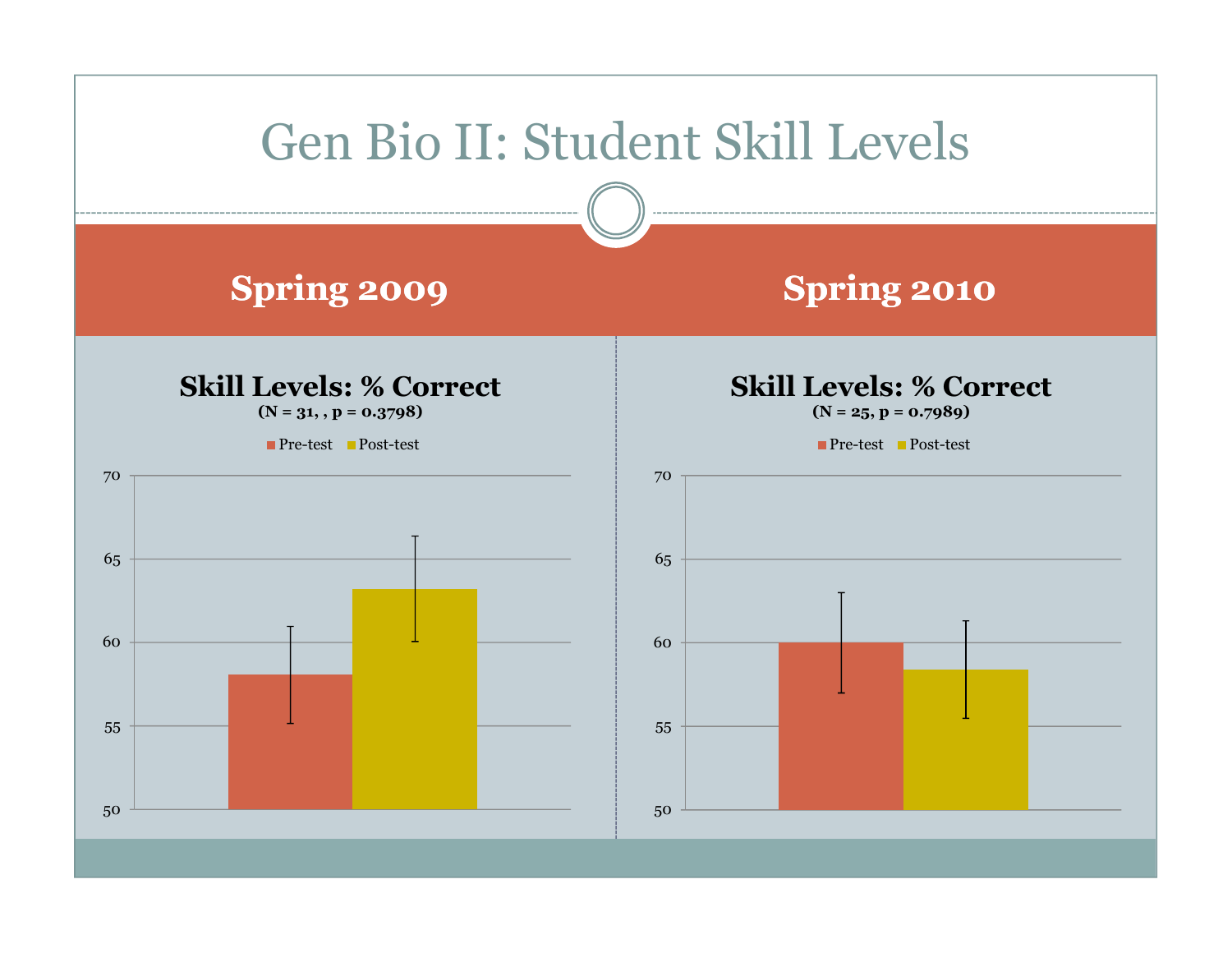# Gen Bio II: Student Skill Levels

## Spring 2009

### Skill Levels: % Correct

**(N = 31, , p = 0.3798)**

Pre-test ■ Post-test ■

## Spring 2010

### Skill Levels: % Correct

**(N = 25, p = 0.7989)**

Pre-test ■ Post-test ■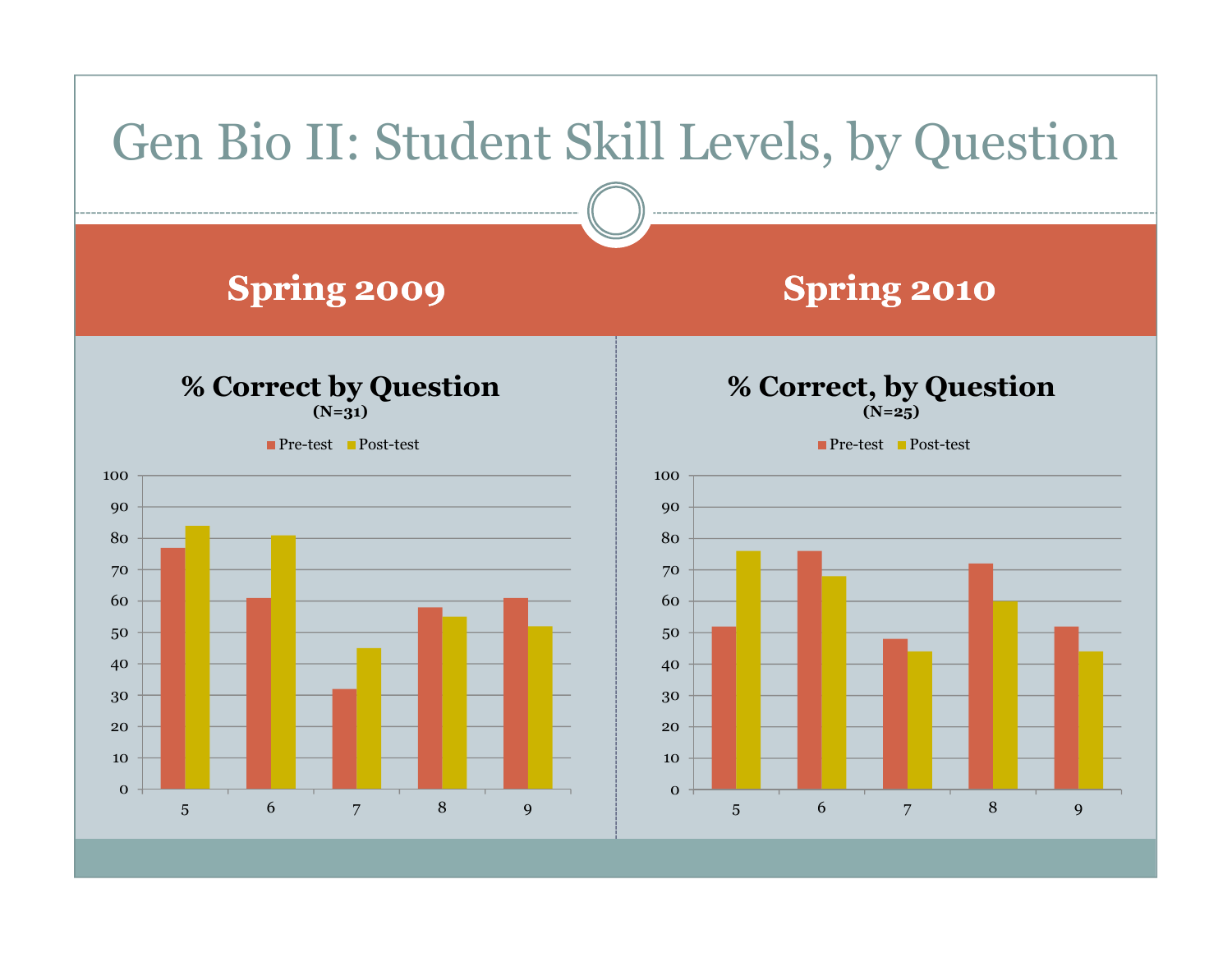# Gen Bio II: Student Skill Levels, by Question

## Spring 2009

### % Correct by Question
**(N=31)**

| Question | Pre-test | Post-test |
|---|---|---|
| 5 | 77 | 84 |
| 6 | 61 | 81 |
| 7 | 32 | 45 |
| 8 | 58 | 55 |
| 9 | 61 | 52 |

## Spring 2010

### % Correct, by Question
**(N=25)**

| Question | Pre-test | Post-test |
|---|---|---|
| 5 | 52 | 76 |
| 6 | 76 | 68 |
| 7 | 48 | 44 |
| 8 | 72 | 60 |
| 9 | 52 | 44 |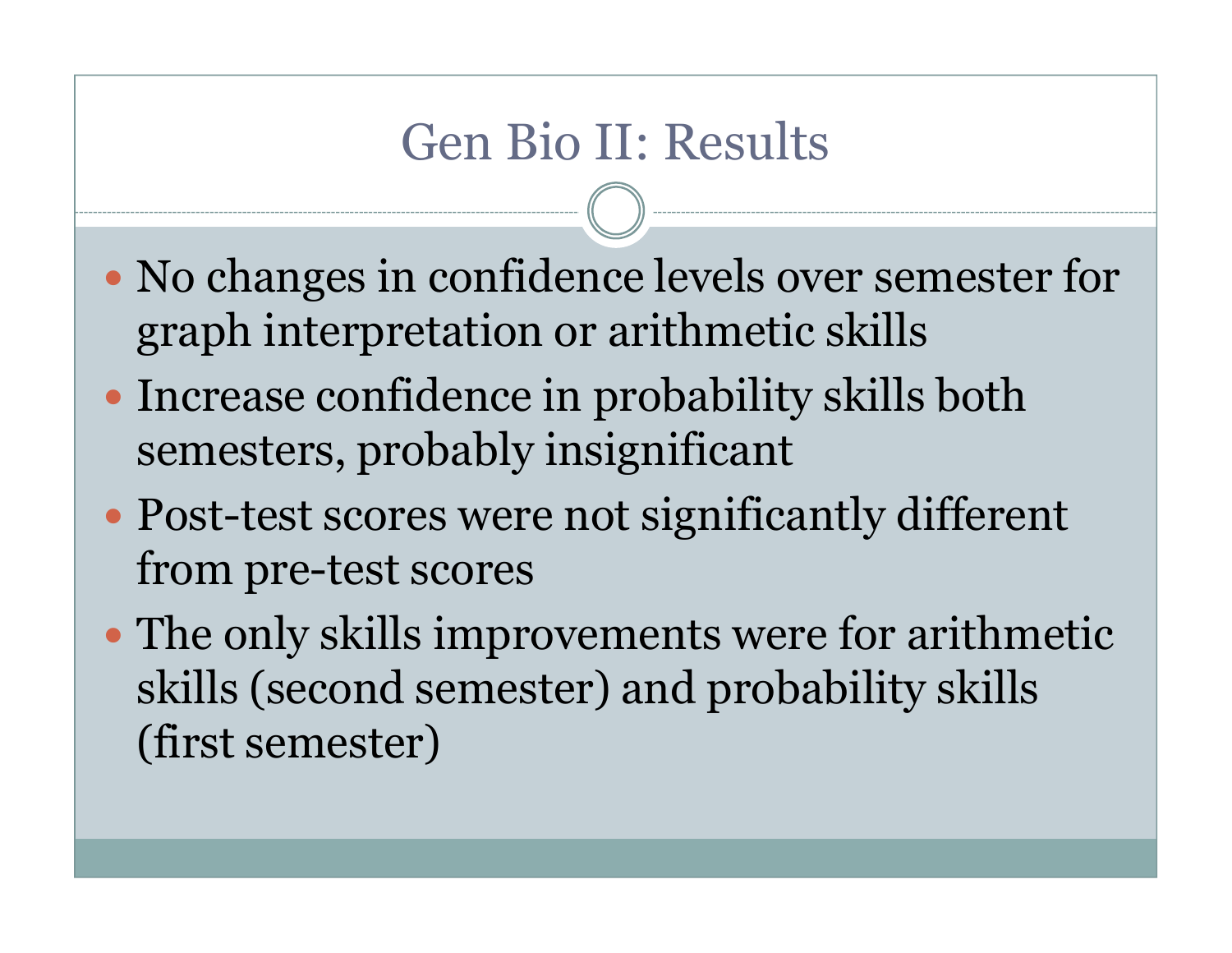# Gen Bio II: Results

- No changes in confidence levels over semester for graph interpretation or arithmetic skills
- Increase confidence in probability skills both semesters, probably insignificant
- Post-test scores were not significantly different from pre-test scores
- The only skills improvements were for arithmetic skills (second semester) and probability skills (first semester)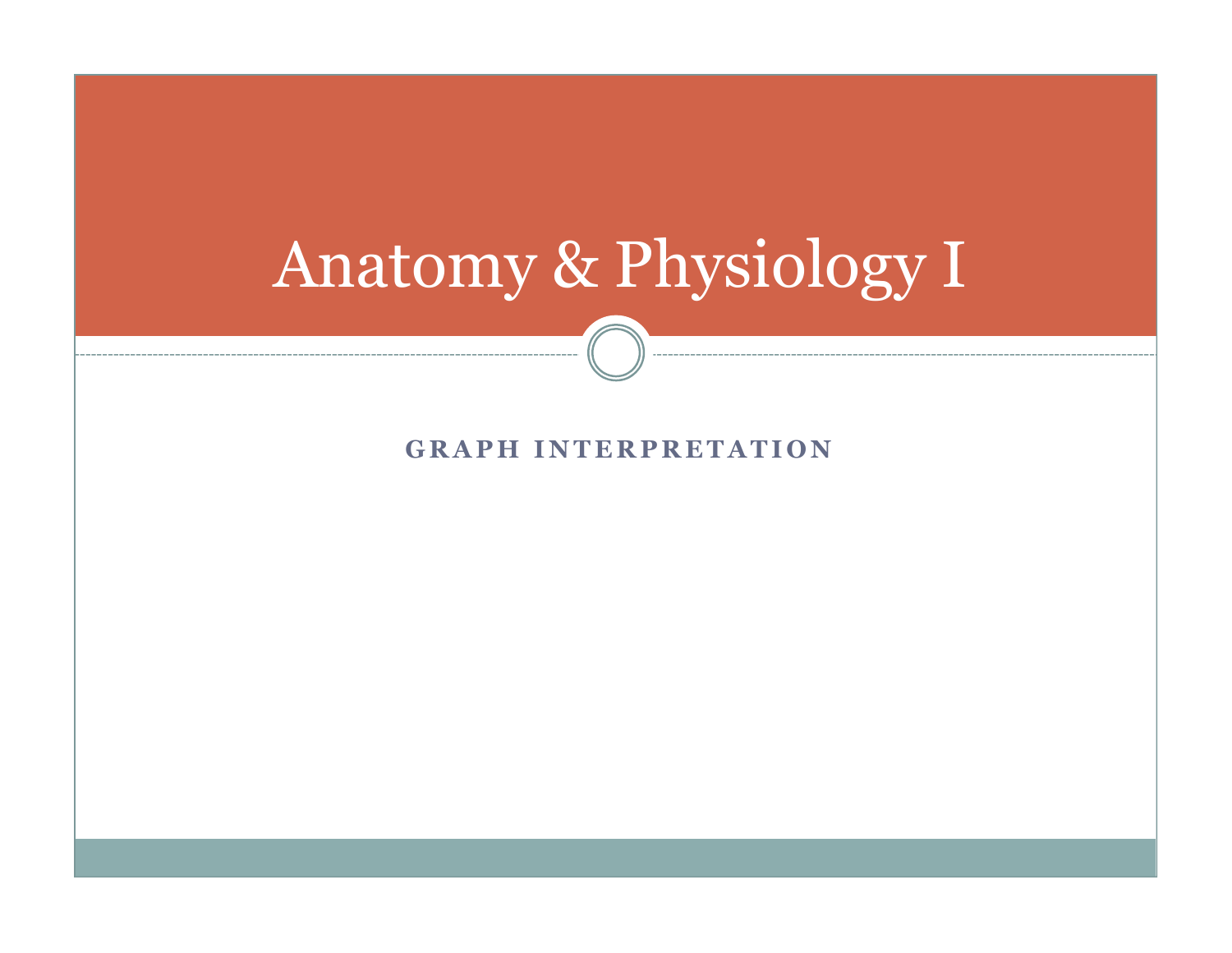# Anatomy & Physiology I

## GRAPH INTERPRETATION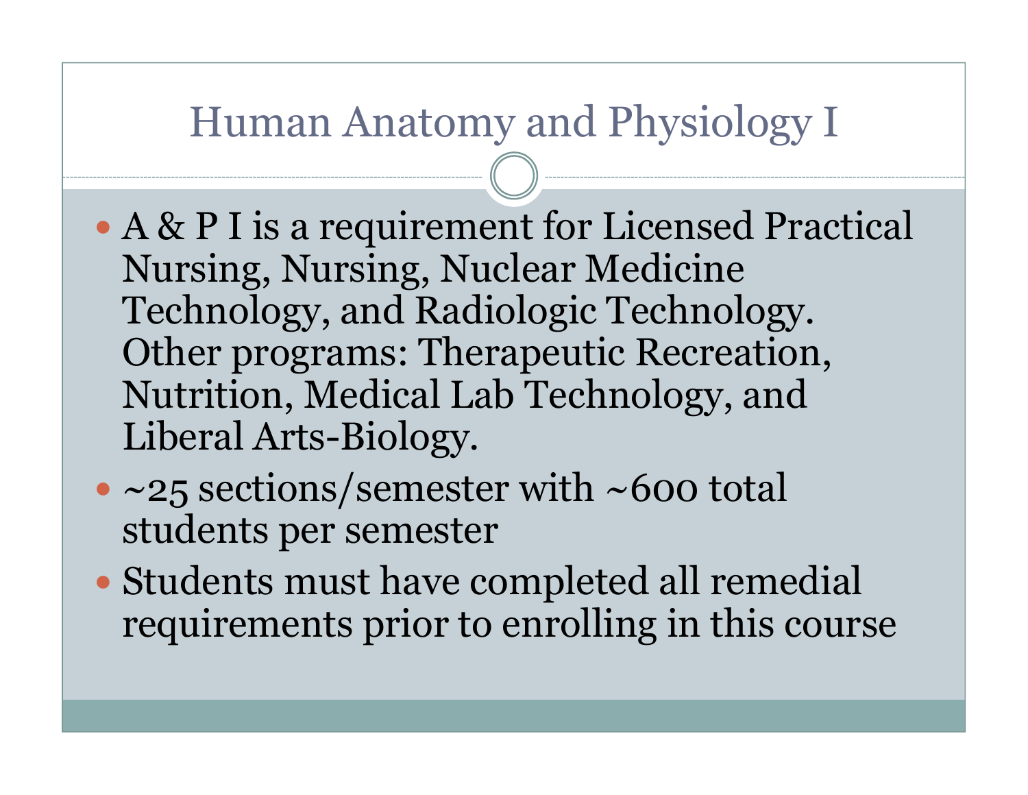# Human Anatomy and Physiology I

- A & P I is a requirement for Licensed Practical Nursing, Nursing, Nuclear Medicine Technology, and Radiologic Technology. Other programs: Therapeutic Recreation, Nutrition, Medical Lab Technology, and Liberal Arts-Biology.
- ~25 sections/semester with ~600 total students per semester
- Students must have completed all remedial requirements prior to enrolling in this course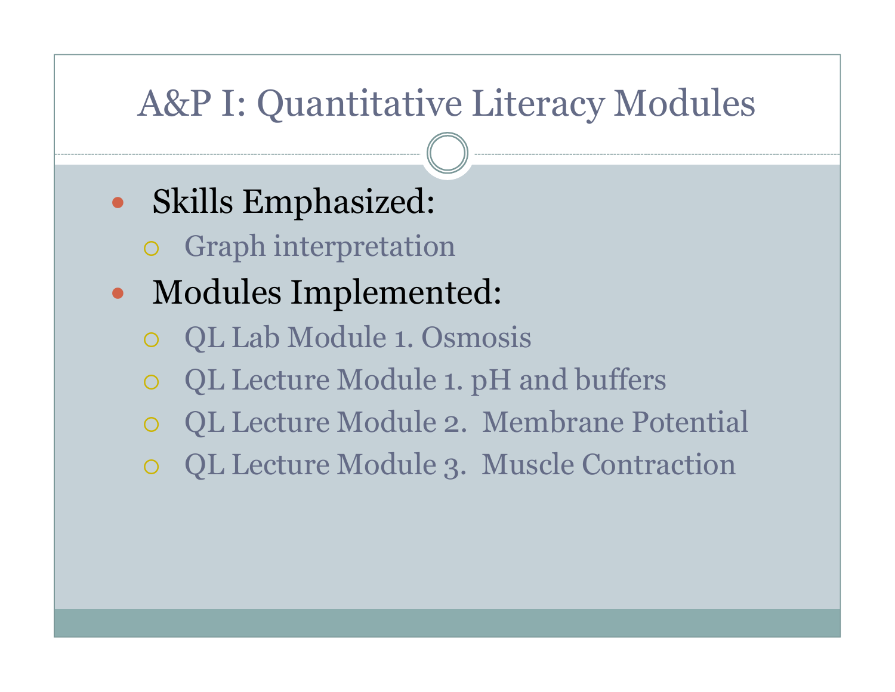# A&P I: Quantitative Literacy Modules

- Skills Emphasized:
  - Graph interpretation
- Modules Implemented:
  - QL Lab Module 1. Osmosis
  - QL Lecture Module 1. pH and buffers
  - QL Lecture Module 2. Membrane Potential
  - QL Lecture Module 3. Muscle Contraction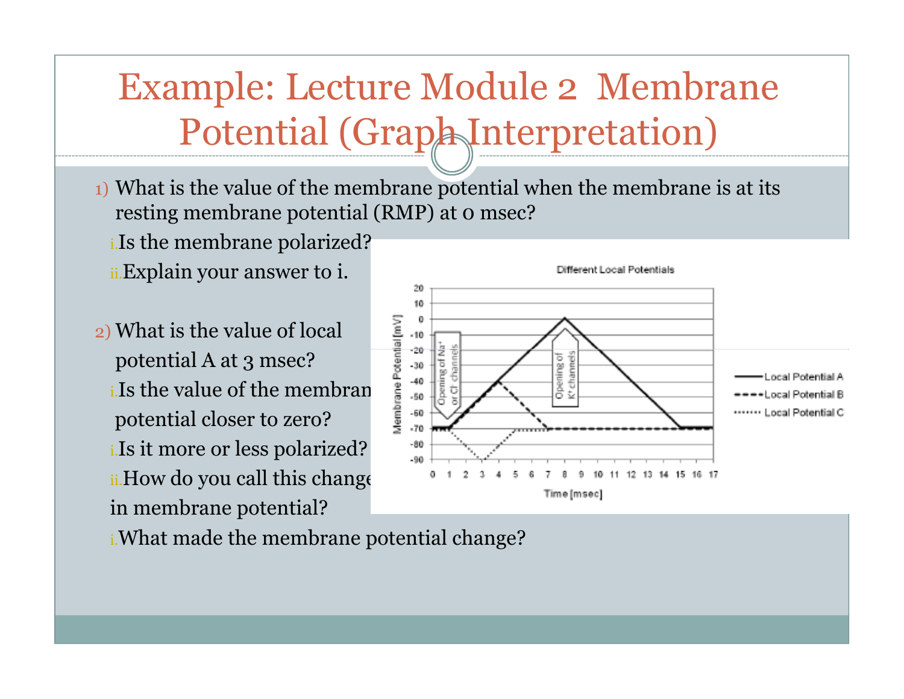# Example: Lecture Module 2 Membrane Potential (Graph Interpretation)

1) What is the value of the membrane potential when the membrane is at its resting membrane potential (RMP) at 0 msec?
   i. Is the membrane polarized?
   ii. Explain your answer to i.

2) What is the value of local potential A at 3 msec?
   i. Is the value of the membrane potential closer to zero?
   i. Is it more or less polarized?
   ii. How do you call this change in membrane potential?
   i. What made the membrane potential change?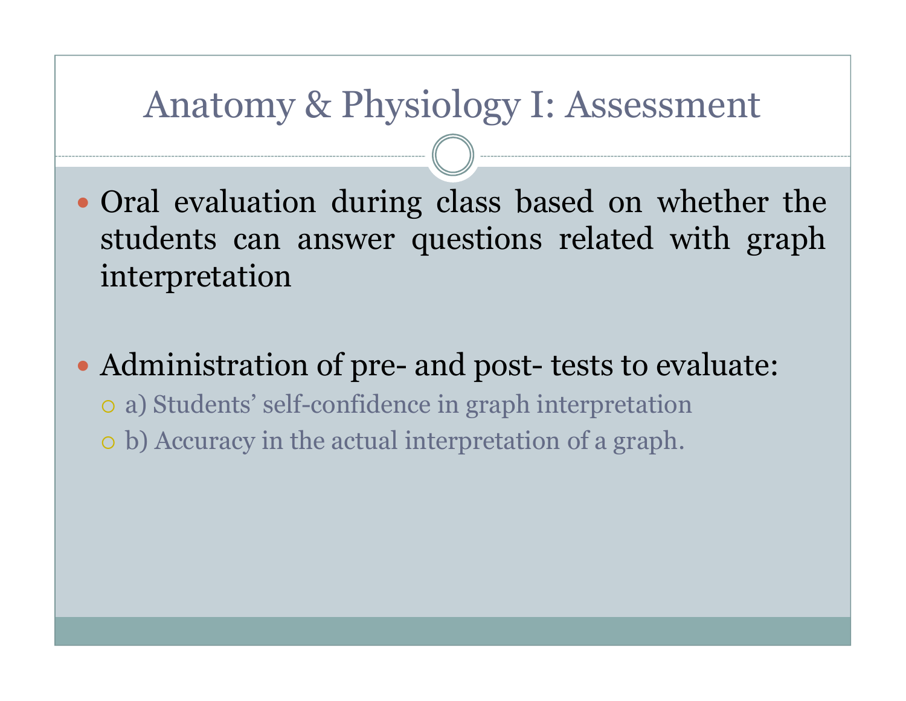# Anatomy & Physiology I: Assessment

- Oral evaluation during class based on whether the students can answer questions related with graph interpretation

- Administration of pre- and post- tests to evaluate:
  - a) Students' self-confidence in graph interpretation
  - b) Accuracy in the actual interpretation of a graph.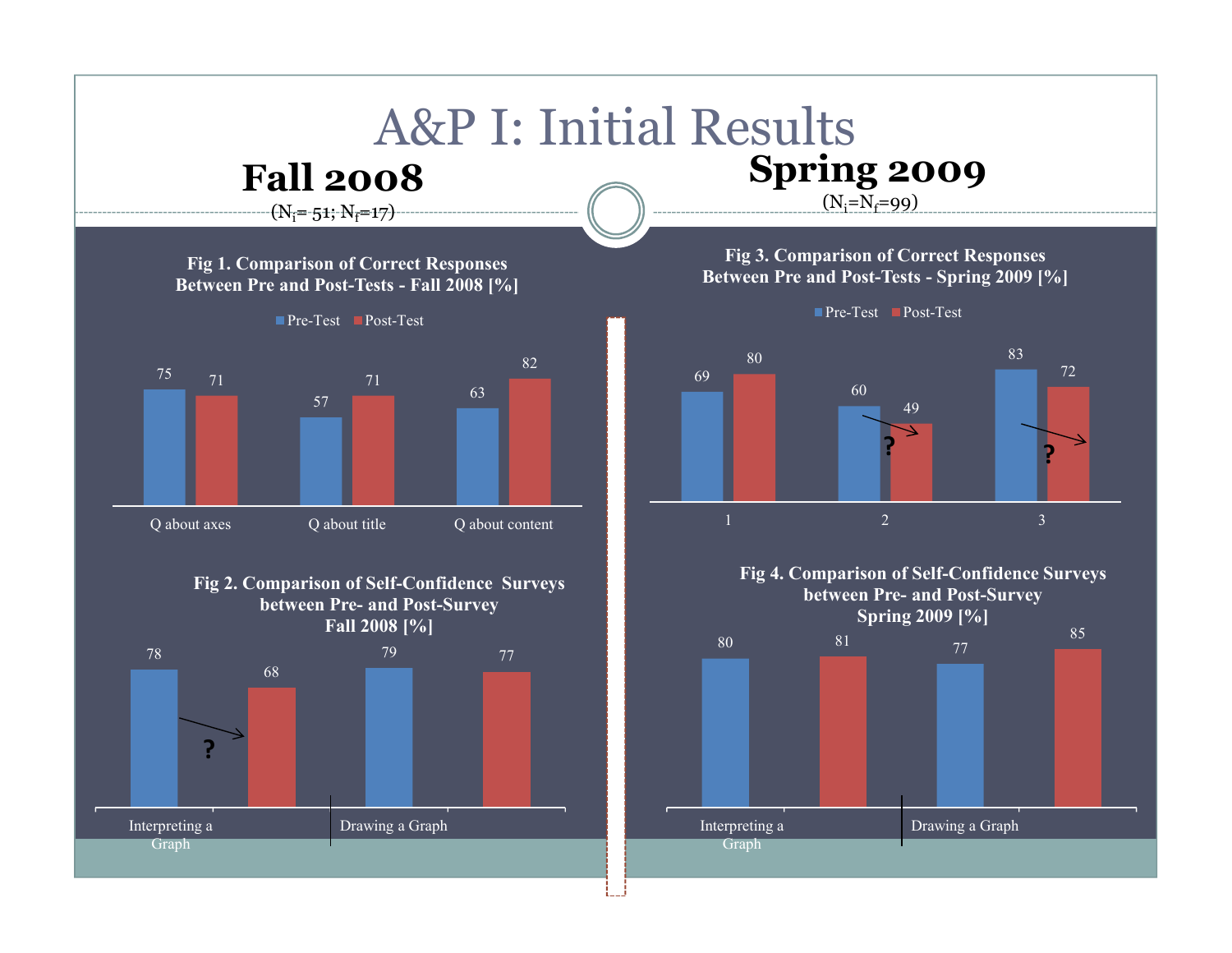# A&P I: Initial Results

## Fall 2008

($N_i$= 51; $N_f$=17)

**Fig 1. Comparison of Correct Responses Between Pre and Post-Tests - Fall 2008 [%]**

| | Pre-Test | Post-Test |
|---|---|---|
| Q about axes | 75 | 71 |
| Q about title | 57 | 71 |
| Q about content | 63 | 82 |

**Fig 2. Comparison of Self-Confidence Surveys between Pre- and Post-Survey Fall 2008 [%]**

| | Pre-Survey | Post-Survey |
|---|---|---|
| Interpreting a Graph | 78 | 68 ? |
| Drawing a Graph | 79 | 77 |

## Spring 2009

($N_i$=$N_f$=99)

**Fig 3. Comparison of Correct Responses Between Pre and Post-Tests - Spring 2009 [%]**

| | Pre-Test | Post-Test |
|---|---|---|
| 1 | 69 | 80 |
| 2 | 60 | 49 ? |
| 3 | 83 | 72 ? |

**Fig 4. Comparison of Self-Confidence Surveys between Pre- and Post-Survey Spring 2009 [%]**

| | Pre-Survey | Post-Survey |
|---|---|---|
| Interpreting a Graph | 80 | 81 |
| Drawing a Graph | 77 | 85 |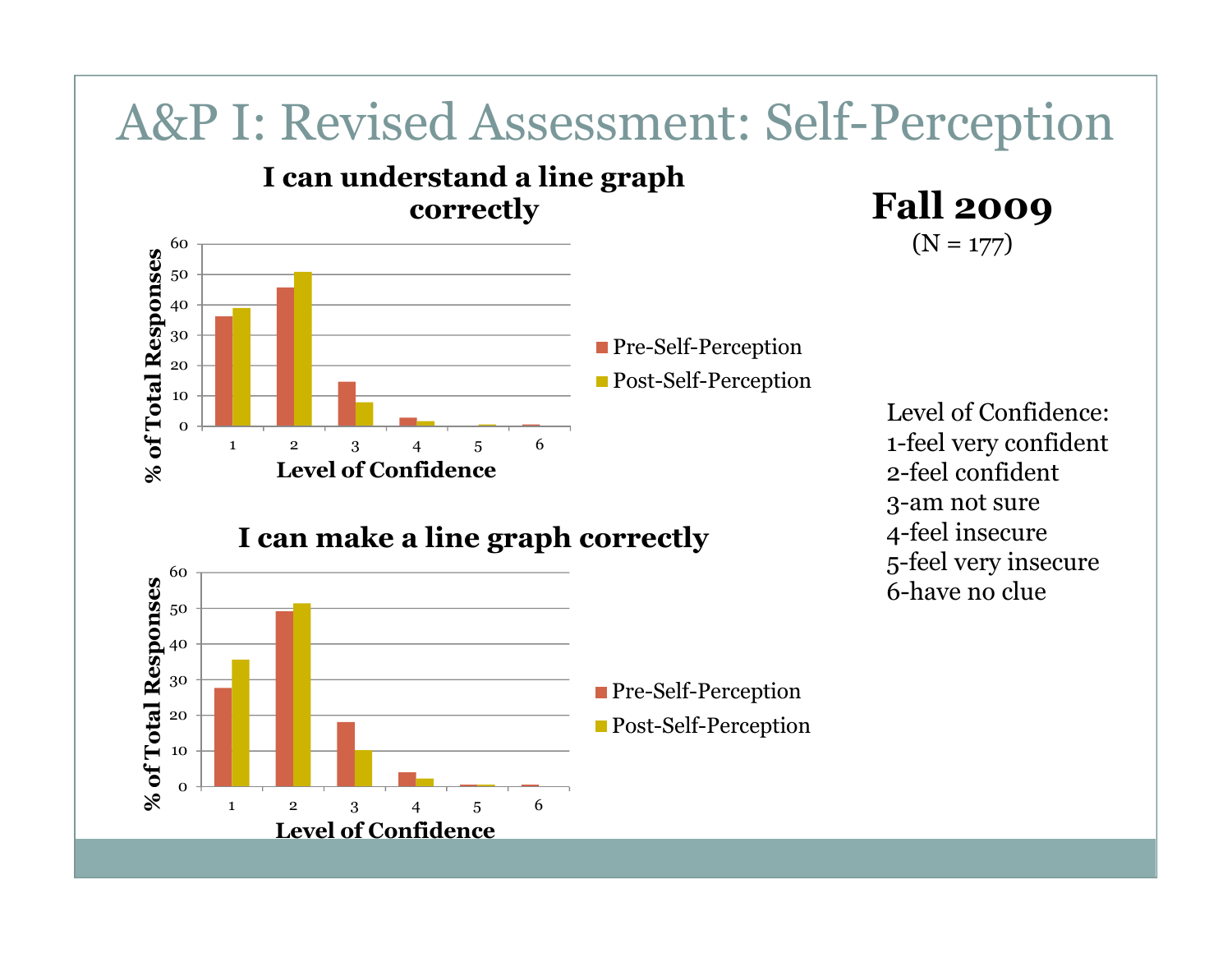# A&P I: Revised Assessment: Self-Perception

**Fall 2009**

(N = 177)

### I can understand a line graph correctly

% of Total Responses vs. Level of Confidence (1–6); Pre-Self-Perception and Post-Self-Perception

### I can make a line graph correctly

% of Total Responses vs. Level of Confidence (1–6); Pre-Self-Perception and Post-Self-Perception

Level of Confidence:
1-feel very confident
2-feel confident
3-am not sure
4-feel insecure
5-feel very insecure
6-have no clue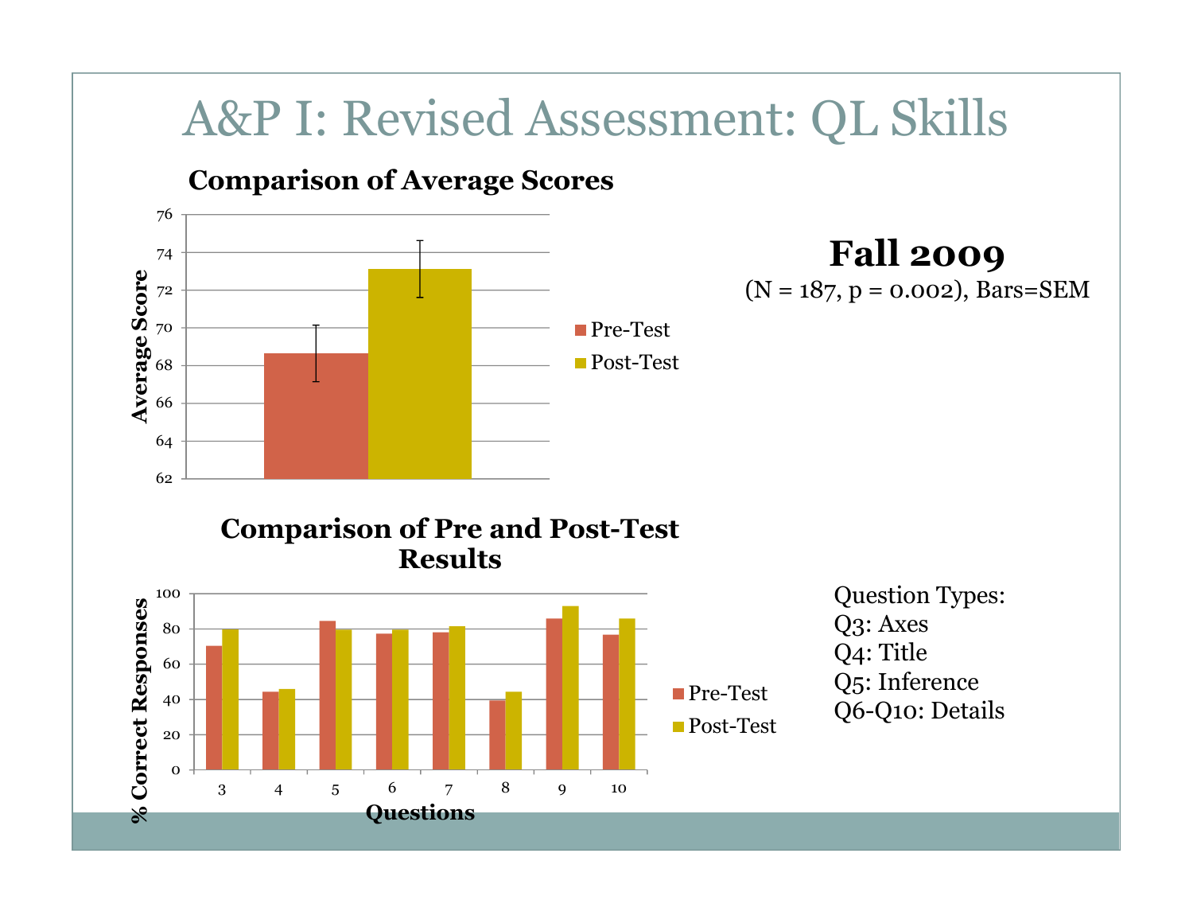# A&P I: Revised Assessment: QL Skills

**Comparison of Average Scores**

Average Score

Pre-Test
Post-Test

**Fall 2009**

(N = 187, p = 0.002), Bars=SEM

**Comparison of Pre and Post-Test Results**

% Correct Responses

Questions

Pre-Test
Post-Test

Question Types:
Q3: Axes
Q4: Title
Q5: Inference
Q6-Q10: Details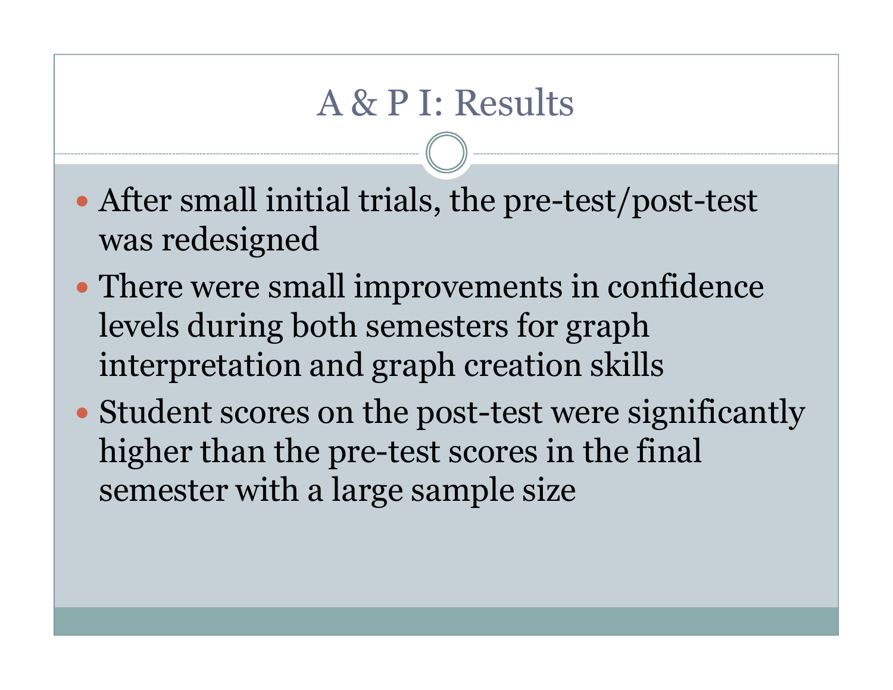# A & P I: Results

- After small initial trials, the pre-test/post-test was redesigned
- There were small improvements in confidence levels during both semesters for graph interpretation and graph creation skills
- Student scores on the post-test were significantly higher than the pre-test scores in the final semester with a large sample size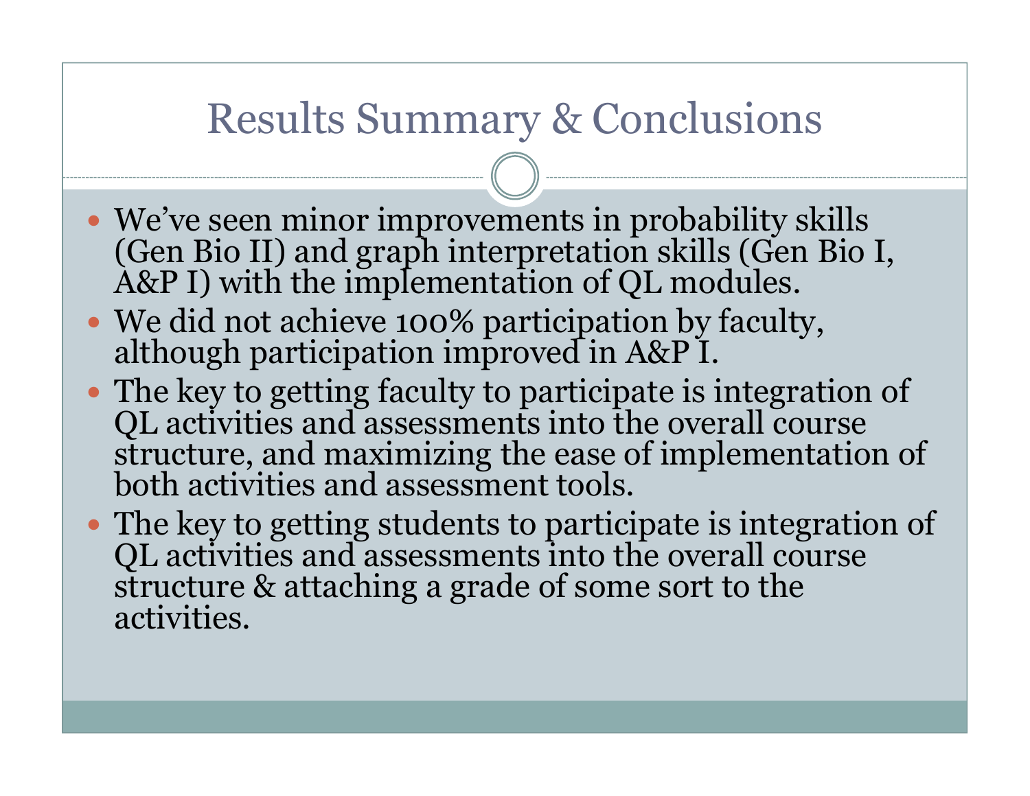# Results Summary & Conclusions

- We've seen minor improvements in probability skills (Gen Bio II) and graph interpretation skills (Gen Bio I, A&P I) with the implementation of QL modules.
- We did not achieve 100% participation by faculty, although participation improved in A&P I.
- The key to getting faculty to participate is integration of QL activities and assessments into the overall course structure, and maximizing the ease of implementation of both activities and assessment tools.
- The key to getting students to participate is integration of QL activities and assessments into the overall course structure & attaching a grade of some sort to the activities.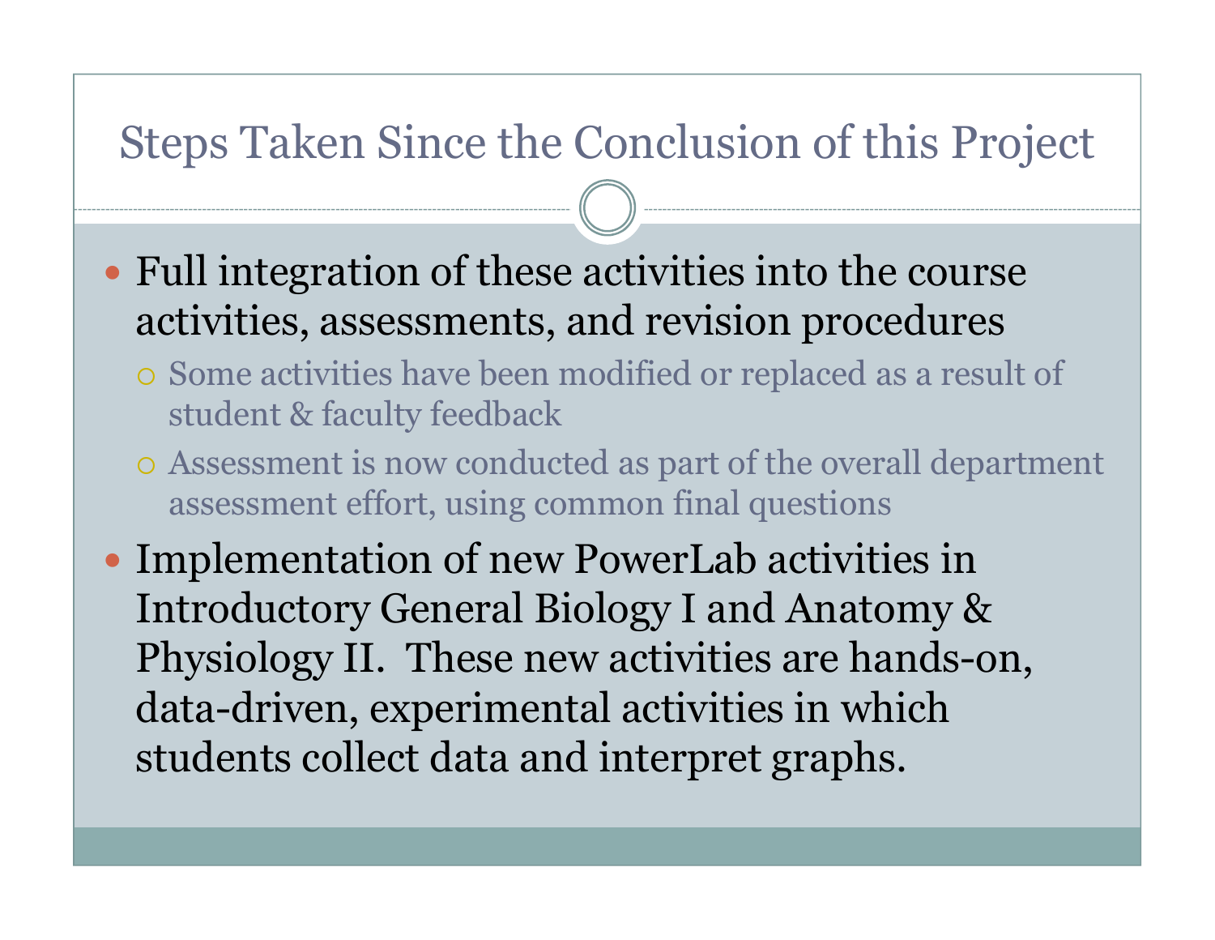# Steps Taken Since the Conclusion of this Project

- Full integration of these activities into the course activities, assessments, and revision procedures
  - Some activities have been modified or replaced as a result of student & faculty feedback
  - Assessment is now conducted as part of the overall department assessment effort, using common final questions
- Implementation of new PowerLab activities in Introductory General Biology I and Anatomy & Physiology II. These new activities are hands-on, data-driven, experimental activities in which students collect data and interpret graphs.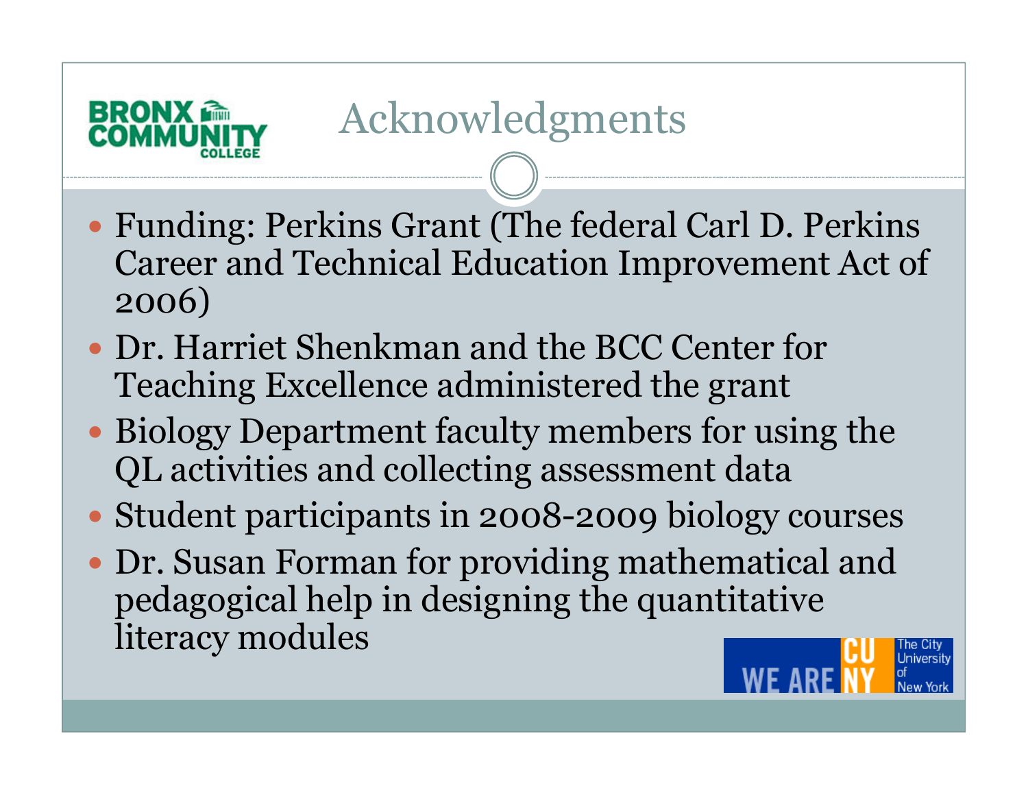# Acknowledgments

- Funding: Perkins Grant (The federal Carl D. Perkins Career and Technical Education Improvement Act of 2006)
- Dr. Harriet Shenkman and the BCC Center for Teaching Excellence administered the grant
- Biology Department faculty members for using the QL activities and collecting assessment data
- Student participants in 2008-2009 biology courses
- Dr. Susan Forman for providing mathematical and pedagogical help in designing the quantitative literacy modules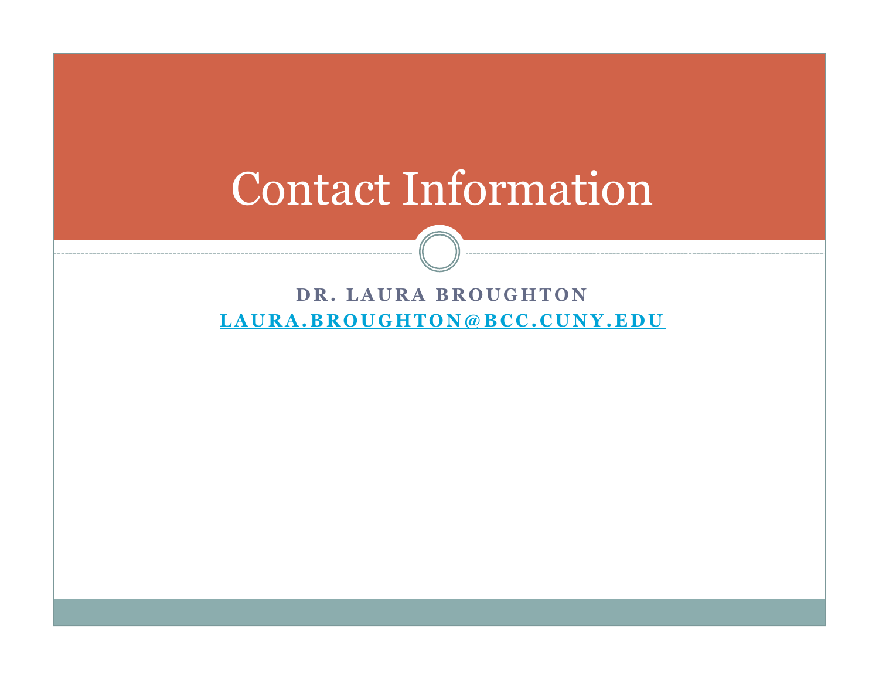# Contact Information

**DR. LAURA BROUGHTON**

LAURA.BROUGHTON@BCC.CUNY.EDU